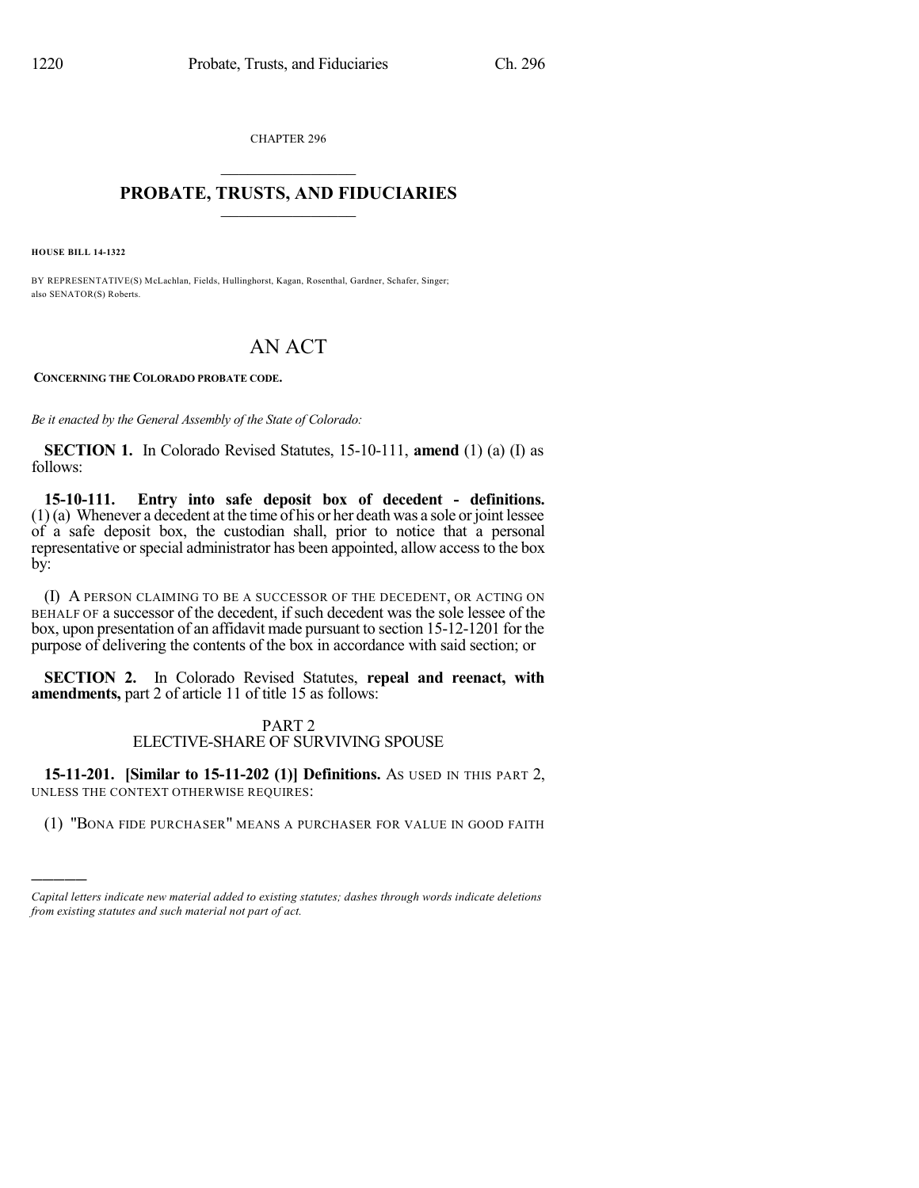CHAPTER 296

## PROBATE, TRUSTS, AND FIDUCIARIES

**HOUSE BILL 14-1322**

BY REPRESENTATIVE(S) McLachlan, Fields, Hullinghorst, Kagan, Rosenthal, Gardner, Schafer, Singer; also SENATOR(S) Roberts.

# AN ACT

**CONCERNING THE COLORADO PROBATE CODE.**

*Be it enacted by the General Assembly of the State of Colorado:*

**SECTION 1.** In Colorado Revised Statutes, 15-10-111, **amend** (1) (a) (I) as follows:

**15-10-111. Entry into safe deposit box of decedent - definitions.** (1) (a) Whenever a decedent at the time of his or her death was a sole or joint lessee of a safe deposit box, the custodian shall, prior to notice that a personal representative or special administrator has been appointed, allow access to the box by:

(I) A PERSON CLAIMING TO BE A SUCCESSOR OF THE DECEDENT, OR ACTING ON BEHALF OF a successor of the decedent, if such decedent was the sole lessee of the box, upon presentation of an affidavit made pursuant to section 15-12-1201 for the purpose of delivering the contents of the box in accordance with said section; or

**SECTION 2.** In Colorado Revised Statutes, **repeal and reenact, with amendments,** part 2 of article 11 of title 15 as follows:

PART 2
ELECTIVE-SHARE OF SURVIVING SPOUSE

**15-11-201. [Similar to 15-11-202 (1)] Definitions.** AS USED IN THIS PART 2, UNLESS THE CONTEXT OTHERWISE REQUIRES:

(1) "BONA FIDE PURCHASER" MEANS A PURCHASER FOR VALUE IN GOOD FAITH

*Capital letters indicate new material added to existing statutes; dashes through words indicate deletions from existing statutes and such material not part of act.*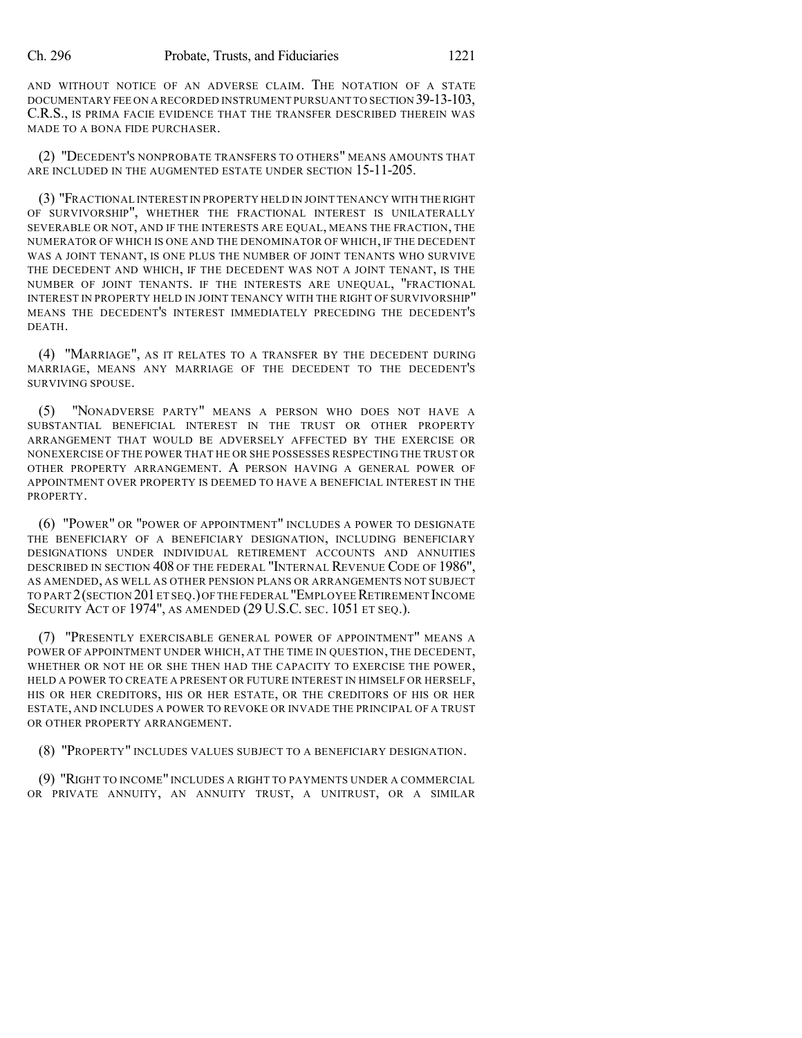AND WITHOUT NOTICE OF AN ADVERSE CLAIM. THE NOTATION OF A STATE DOCUMENTARY FEE ON A RECORDED INSTRUMENT PURSUANT TO SECTION 39-13-103, C.R.S., IS PRIMA FACIE EVIDENCE THAT THE TRANSFER DESCRIBED THEREIN WAS MADE TO A BONA FIDE PURCHASER.

(2) "DECEDENT'S NONPROBATE TRANSFERS TO OTHERS" MEANS AMOUNTS THAT ARE INCLUDED IN THE AUGMENTED ESTATE UNDER SECTION 15-11-205.

(3) "FRACTIONAL INTEREST IN PROPERTY HELD IN JOINT TENANCY WITH THE RIGHT OF SURVIVORSHIP", WHETHER THE FRACTIONAL INTEREST IS UNILATERALLY SEVERABLE OR NOT, AND IF THE INTERESTS ARE EQUAL, MEANS THE FRACTION, THE NUMERATOR OF WHICH IS ONE AND THE DENOMINATOR OF WHICH, IF THE DECEDENT WAS A JOINT TENANT, IS ONE PLUS THE NUMBER OF JOINT TENANTS WHO SURVIVE THE DECEDENT AND WHICH, IF THE DECEDENT WAS NOT A JOINT TENANT, IS THE NUMBER OF JOINT TENANTS. IF THE INTERESTS ARE UNEQUAL, "FRACTIONAL INTEREST IN PROPERTY HELD IN JOINT TENANCY WITH THE RIGHT OF SURVIVORSHIP" MEANS THE DECEDENT'S INTEREST IMMEDIATELY PRECEDING THE DECEDENT'S DEATH.

(4) "MARRIAGE", AS IT RELATES TO A TRANSFER BY THE DECEDENT DURING MARRIAGE, MEANS ANY MARRIAGE OF THE DECEDENT TO THE DECEDENT'S SURVIVING SPOUSE.

(5) "NONADVERSE PARTY" MEANS A PERSON WHO DOES NOT HAVE A SUBSTANTIAL BENEFICIAL INTEREST IN THE TRUST OR OTHER PROPERTY ARRANGEMENT THAT WOULD BE ADVERSELY AFFECTED BY THE EXERCISE OR NONEXERCISE OF THE POWER THAT HE OR SHE POSSESSES RESPECTING THE TRUST OR OTHER PROPERTY ARRANGEMENT. A PERSON HAVING A GENERAL POWER OF APPOINTMENT OVER PROPERTY IS DEEMED TO HAVE A BENEFICIAL INTEREST IN THE PROPERTY.

(6) "POWER" OR "POWER OF APPOINTMENT" INCLUDES A POWER TO DESIGNATE THE BENEFICIARY OF A BENEFICIARY DESIGNATION, INCLUDING BENEFICIARY DESIGNATIONS UNDER INDIVIDUAL RETIREMENT ACCOUNTS AND ANNUITIES DESCRIBED IN SECTION 408 OF THE FEDERAL "INTERNAL REVENUE CODE OF 1986", AS AMENDED, AS WELL AS OTHER PENSION PLANS OR ARRANGEMENTS NOT SUBJECT TO PART 2 (SECTION 201 ET SEQ.) OF THE FEDERAL "EMPLOYEE RETIREMENT INCOME SECURITY ACT OF 1974", AS AMENDED (29 U.S.C. SEC. 1051 ET SEQ.).

(7) "PRESENTLY EXERCISABLE GENERAL POWER OF APPOINTMENT" MEANS A POWER OF APPOINTMENT UNDER WHICH, AT THE TIME IN QUESTION, THE DECEDENT, WHETHER OR NOT HE OR SHE THEN HAD THE CAPACITY TO EXERCISE THE POWER, HELD A POWER TO CREATE A PRESENT OR FUTURE INTEREST IN HIMSELF OR HERSELF, HIS OR HER CREDITORS, HIS OR HER ESTATE, OR THE CREDITORS OF HIS OR HER ESTATE, AND INCLUDES A POWER TO REVOKE OR INVADE THE PRINCIPAL OF A TRUST OR OTHER PROPERTY ARRANGEMENT.

(8) "PROPERTY" INCLUDES VALUES SUBJECT TO A BENEFICIARY DESIGNATION.

(9) "RIGHT TO INCOME" INCLUDES A RIGHT TO PAYMENTS UNDER A COMMERCIAL OR PRIVATE ANNUITY, AN ANNUITY TRUST, A UNITRUST, OR A SIMILAR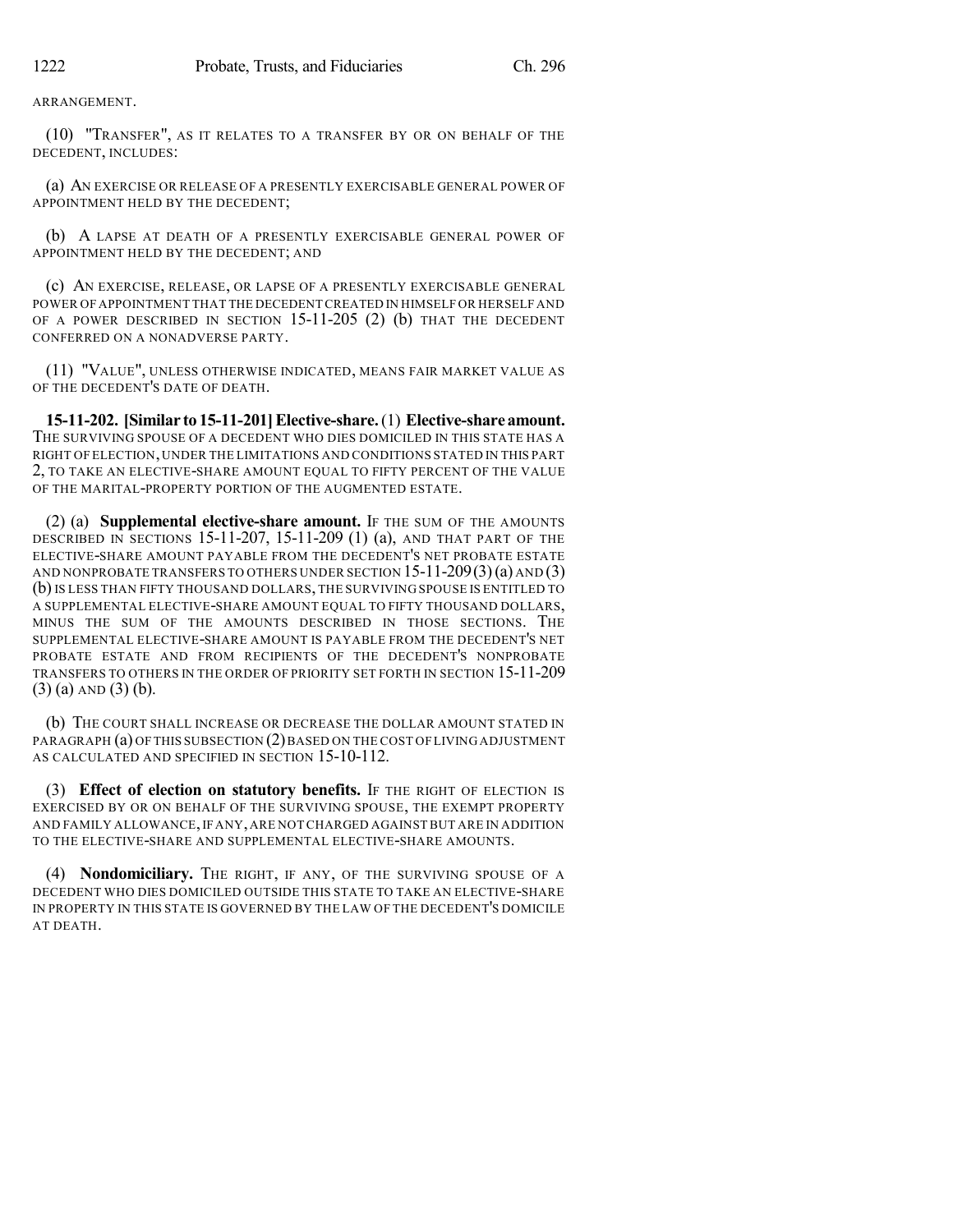ARRANGEMENT.

(10) "TRANSFER", AS IT RELATES TO A TRANSFER BY OR ON BEHALF OF THE DECEDENT, INCLUDES:

(a) AN EXERCISE OR RELEASE OF A PRESENTLY EXERCISABLE GENERAL POWER OF APPOINTMENT HELD BY THE DECEDENT;

(b) A LAPSE AT DEATH OF A PRESENTLY EXERCISABLE GENERAL POWER OF APPOINTMENT HELD BY THE DECEDENT; AND

(c) AN EXERCISE, RELEASE, OR LAPSE OF A PRESENTLY EXERCISABLE GENERAL POWER OF APPOINTMENT THAT THE DECEDENT CREATED IN HIMSELF OR HERSELF AND OF A POWER DESCRIBED IN SECTION 15-11-205 (2) (b) THAT THE DECEDENT CONFERRED ON A NONADVERSE PARTY.

(11) "VALUE", UNLESS OTHERWISE INDICATED, MEANS FAIR MARKET VALUE AS OF THE DECEDENT'S DATE OF DEATH.

**15-11-202. [Similar to 15-11-201] Elective-share.** (1) **Elective-share amount.** THE SURVIVING SPOUSE OF A DECEDENT WHO DIES DOMICILED IN THIS STATE HAS A RIGHT OF ELECTION, UNDER THE LIMITATIONS AND CONDITIONS STATED IN THIS PART 2, TO TAKE AN ELECTIVE-SHARE AMOUNT EQUAL TO FIFTY PERCENT OF THE VALUE OF THE MARITAL-PROPERTY PORTION OF THE AUGMENTED ESTATE.

(2) (a) **Supplemental elective-share amount.** IF THE SUM OF THE AMOUNTS DESCRIBED IN SECTIONS 15-11-207, 15-11-209 (1) (a), AND THAT PART OF THE ELECTIVE-SHARE AMOUNT PAYABLE FROM THE DECEDENT'S NET PROBATE ESTATE AND NONPROBATE TRANSFERS TO OTHERS UNDER SECTION 15-11-209 (3) (a) AND (3) (b) IS LESS THAN FIFTY THOUSAND DOLLARS, THE SURVIVING SPOUSE IS ENTITLED TO A SUPPLEMENTAL ELECTIVE-SHARE AMOUNT EQUAL TO FIFTY THOUSAND DOLLARS, MINUS THE SUM OF THE AMOUNTS DESCRIBED IN THOSE SECTIONS. THE SUPPLEMENTAL ELECTIVE-SHARE AMOUNT IS PAYABLE FROM THE DECEDENT'S NET PROBATE ESTATE AND FROM RECIPIENTS OF THE DECEDENT'S NONPROBATE TRANSFERS TO OTHERS IN THE ORDER OF PRIORITY SET FORTH IN SECTION 15-11-209 (3) (a) AND (3) (b).

(b) THE COURT SHALL INCREASE OR DECREASE THE DOLLAR AMOUNT STATED IN PARAGRAPH (a) OF THIS SUBSECTION (2) BASED ON THE COST OF LIVING ADJUSTMENT AS CALCULATED AND SPECIFIED IN SECTION 15-10-112.

(3) **Effect of election on statutory benefits.** IF THE RIGHT OF ELECTION IS EXERCISED BY OR ON BEHALF OF THE SURVIVING SPOUSE, THE EXEMPT PROPERTY AND FAMILY ALLOWANCE, IF ANY, ARE NOT CHARGED AGAINST BUT ARE IN ADDITION TO THE ELECTIVE-SHARE AND SUPPLEMENTAL ELECTIVE-SHARE AMOUNTS.

(4) **Nondomiciliary.** THE RIGHT, IF ANY, OF THE SURVIVING SPOUSE OF A DECEDENT WHO DIES DOMICILED OUTSIDE THIS STATE TO TAKE AN ELECTIVE-SHARE IN PROPERTY IN THIS STATE IS GOVERNED BY THE LAW OF THE DECEDENT'S DOMICILE AT DEATH.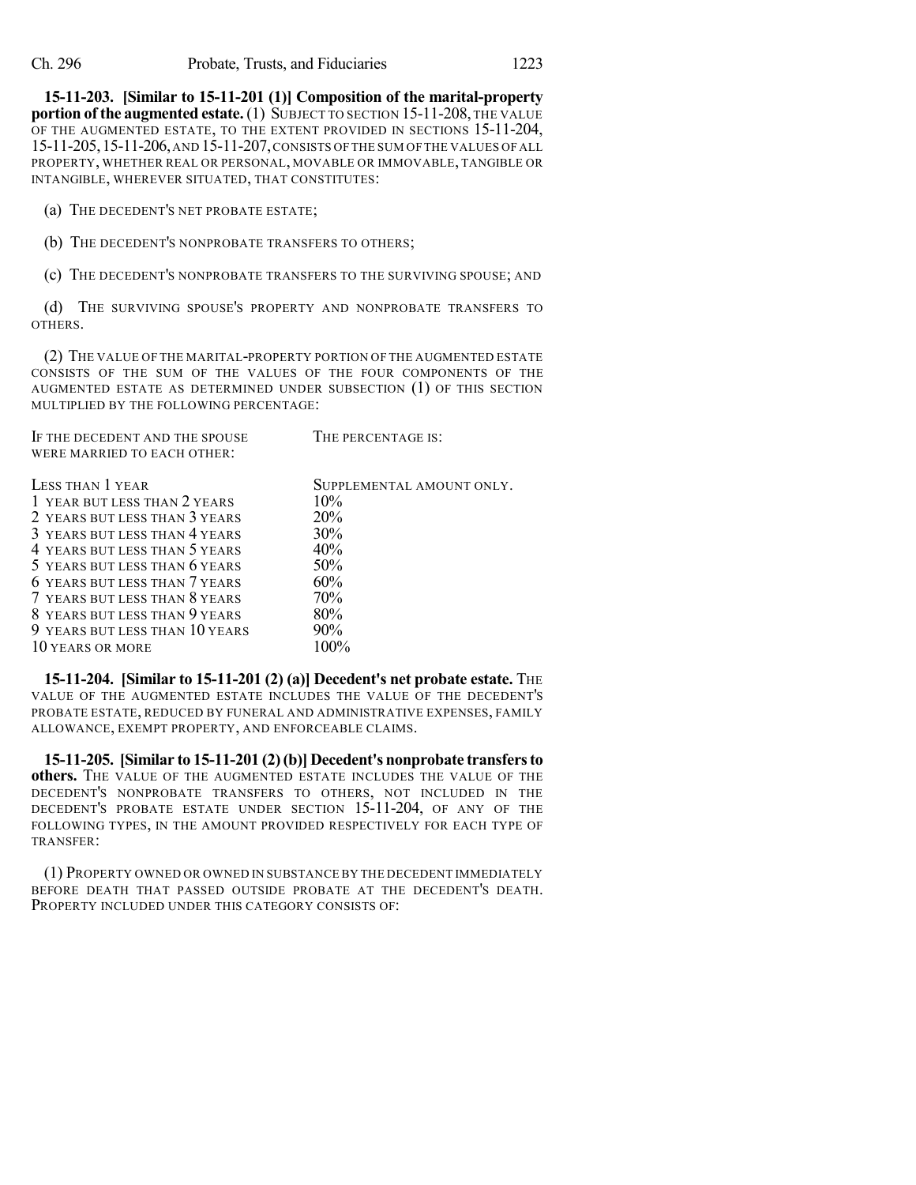**15-11-203. [Similar to 15-11-201 (1)] Composition of the marital-property portion of the augmented estate.** (1) SUBJECT TO SECTION 15-11-208, THE VALUE OF THE AUGMENTED ESTATE, TO THE EXTENT PROVIDED IN SECTIONS 15-11-204, 15-11-205, 15-11-206, AND 15-11-207, CONSISTS OF THE SUM OF THE VALUES OF ALL PROPERTY, WHETHER REAL OR PERSONAL, MOVABLE OR IMMOVABLE, TANGIBLE OR INTANGIBLE, WHEREVER SITUATED, THAT CONSTITUTES:

(a) THE DECEDENT'S NET PROBATE ESTATE;

(b) THE DECEDENT'S NONPROBATE TRANSFERS TO OTHERS;

(c) THE DECEDENT'S NONPROBATE TRANSFERS TO THE SURVIVING SPOUSE; AND

(d) THE SURVIVING SPOUSE'S PROPERTY AND NONPROBATE TRANSFERS TO OTHERS.

(2) THE VALUE OF THE MARITAL-PROPERTY PORTION OF THE AUGMENTED ESTATE CONSISTS OF THE SUM OF THE VALUES OF THE FOUR COMPONENTS OF THE AUGMENTED ESTATE AS DETERMINED UNDER SUBSECTION (1) OF THIS SECTION MULTIPLIED BY THE FOLLOWING PERCENTAGE:

| IF THE DECEDENT AND THE SPOUSE WERE MARRIED TO EACH OTHER: | THE PERCENTAGE IS: |
|---|---|
| LESS THAN 1 YEAR | SUPPLEMENTAL AMOUNT ONLY. |
| 1 YEAR BUT LESS THAN 2 YEARS | 10% |
| 2 YEARS BUT LESS THAN 3 YEARS | 20% |
| 3 YEARS BUT LESS THAN 4 YEARS | 30% |
| 4 YEARS BUT LESS THAN 5 YEARS | 40% |
| 5 YEARS BUT LESS THAN 6 YEARS | 50% |
| 6 YEARS BUT LESS THAN 7 YEARS | 60% |
| 7 YEARS BUT LESS THAN 8 YEARS | 70% |
| 8 YEARS BUT LESS THAN 9 YEARS | 80% |
| 9 YEARS BUT LESS THAN 10 YEARS | 90% |
| 10 YEARS OR MORE | 100% |

**15-11-204. [Similar to 15-11-201 (2) (a)] Decedent's net probate estate.** THE VALUE OF THE AUGMENTED ESTATE INCLUDES THE VALUE OF THE DECEDENT'S PROBATE ESTATE, REDUCED BY FUNERAL AND ADMINISTRATIVE EXPENSES, FAMILY ALLOWANCE, EXEMPT PROPERTY, AND ENFORCEABLE CLAIMS.

**15-11-205. [Similar to 15-11-201 (2) (b)] Decedent's nonprobate transfers to others.** THE VALUE OF THE AUGMENTED ESTATE INCLUDES THE VALUE OF THE DECEDENT'S NONPROBATE TRANSFERS TO OTHERS, NOT INCLUDED IN THE DECEDENT'S PROBATE ESTATE UNDER SECTION 15-11-204, OF ANY OF THE FOLLOWING TYPES, IN THE AMOUNT PROVIDED RESPECTIVELY FOR EACH TYPE OF TRANSFER:

(1) PROPERTY OWNED OR OWNED IN SUBSTANCE BY THE DECEDENT IMMEDIATELY BEFORE DEATH THAT PASSED OUTSIDE PROBATE AT THE DECEDENT'S DEATH. PROPERTY INCLUDED UNDER THIS CATEGORY CONSISTS OF: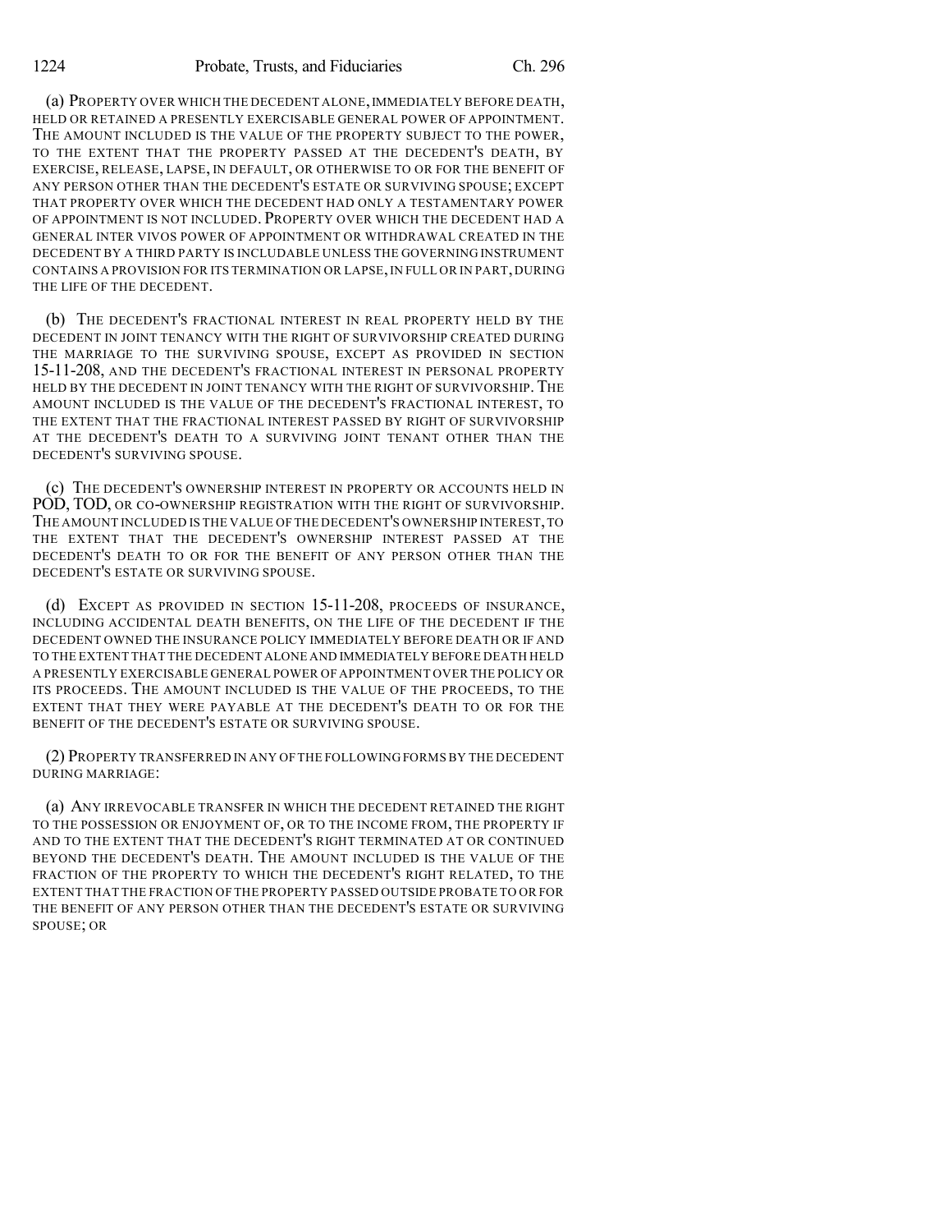(a) PROPERTY OVER WHICH THE DECEDENT ALONE, IMMEDIATELY BEFORE DEATH, HELD OR RETAINED A PRESENTLY EXERCISABLE GENERAL POWER OF APPOINTMENT. THE AMOUNT INCLUDED IS THE VALUE OF THE PROPERTY SUBJECT TO THE POWER, TO THE EXTENT THAT THE PROPERTY PASSED AT THE DECEDENT'S DEATH, BY EXERCISE, RELEASE, LAPSE, IN DEFAULT, OR OTHERWISE TO OR FOR THE BENEFIT OF ANY PERSON OTHER THAN THE DECEDENT'S ESTATE OR SURVIVING SPOUSE; EXCEPT THAT PROPERTY OVER WHICH THE DECEDENT HAD ONLY A TESTAMENTARY POWER OF APPOINTMENT IS NOT INCLUDED. PROPERTY OVER WHICH THE DECEDENT HAD A GENERAL INTER VIVOS POWER OF APPOINTMENT OR WITHDRAWAL CREATED IN THE DECEDENT BY A THIRD PARTY IS INCLUDABLE UNLESS THE GOVERNING INSTRUMENT CONTAINS A PROVISION FOR ITS TERMINATION OR LAPSE, IN FULL OR IN PART, DURING THE LIFE OF THE DECEDENT.

(b) THE DECEDENT'S FRACTIONAL INTEREST IN REAL PROPERTY HELD BY THE DECEDENT IN JOINT TENANCY WITH THE RIGHT OF SURVIVORSHIP CREATED DURING THE MARRIAGE TO THE SURVIVING SPOUSE, EXCEPT AS PROVIDED IN SECTION 15-11-208, AND THE DECEDENT'S FRACTIONAL INTEREST IN PERSONAL PROPERTY HELD BY THE DECEDENT IN JOINT TENANCY WITH THE RIGHT OF SURVIVORSHIP. THE AMOUNT INCLUDED IS THE VALUE OF THE DECEDENT'S FRACTIONAL INTEREST, TO THE EXTENT THAT THE FRACTIONAL INTEREST PASSED BY RIGHT OF SURVIVORSHIP AT THE DECEDENT'S DEATH TO A SURVIVING JOINT TENANT OTHER THAN THE DECEDENT'S SURVIVING SPOUSE.

(c) THE DECEDENT'S OWNERSHIP INTEREST IN PROPERTY OR ACCOUNTS HELD IN POD, TOD, OR CO-OWNERSHIP REGISTRATION WITH THE RIGHT OF SURVIVORSHIP. THE AMOUNT INCLUDED IS THE VALUE OF THE DECEDENT'S OWNERSHIP INTEREST, TO THE EXTENT THAT THE DECEDENT'S OWNERSHIP INTEREST PASSED AT THE DECEDENT'S DEATH TO OR FOR THE BENEFIT OF ANY PERSON OTHER THAN THE DECEDENT'S ESTATE OR SURVIVING SPOUSE.

(d) EXCEPT AS PROVIDED IN SECTION 15-11-208, PROCEEDS OF INSURANCE, INCLUDING ACCIDENTAL DEATH BENEFITS, ON THE LIFE OF THE DECEDENT IF THE DECEDENT OWNED THE INSURANCE POLICY IMMEDIATELY BEFORE DEATH OR IF AND TO THE EXTENT THAT THE DECEDENT ALONE AND IMMEDIATELY BEFORE DEATH HELD A PRESENTLY EXERCISABLE GENERAL POWER OF APPOINTMENT OVER THE POLICY OR ITS PROCEEDS. THE AMOUNT INCLUDED IS THE VALUE OF THE PROCEEDS, TO THE EXTENT THAT THEY WERE PAYABLE AT THE DECEDENT'S DEATH TO OR FOR THE BENEFIT OF THE DECEDENT'S ESTATE OR SURVIVING SPOUSE.

(2) PROPERTY TRANSFERRED IN ANY OF THE FOLLOWING FORMS BY THE DECEDENT DURING MARRIAGE:

(a) ANY IRREVOCABLE TRANSFER IN WHICH THE DECEDENT RETAINED THE RIGHT TO THE POSSESSION OR ENJOYMENT OF, OR TO THE INCOME FROM, THE PROPERTY IF AND TO THE EXTENT THAT THE DECEDENT'S RIGHT TERMINATED AT OR CONTINUED BEYOND THE DECEDENT'S DEATH. THE AMOUNT INCLUDED IS THE VALUE OF THE FRACTION OF THE PROPERTY TO WHICH THE DECEDENT'S RIGHT RELATED, TO THE EXTENT THAT THE FRACTION OF THE PROPERTY PASSED OUTSIDE PROBATE TO OR FOR THE BENEFIT OF ANY PERSON OTHER THAN THE DECEDENT'S ESTATE OR SURVIVING SPOUSE; OR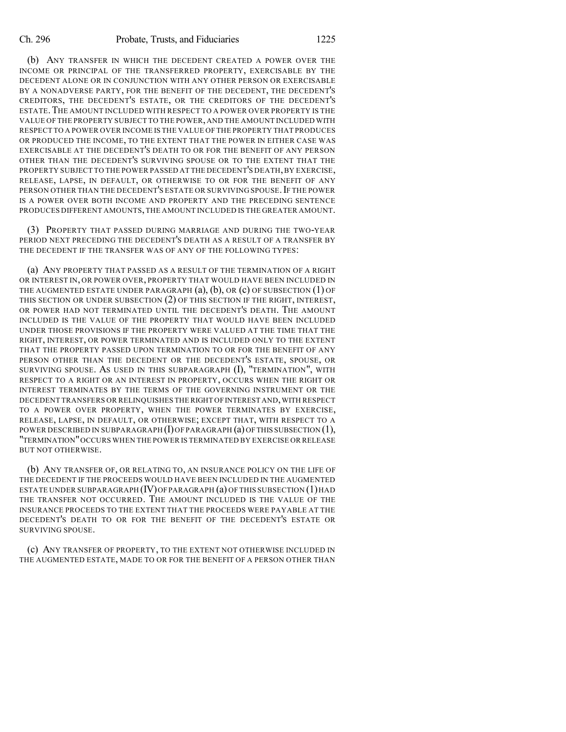(b) ANY TRANSFER IN WHICH THE DECEDENT CREATED A POWER OVER THE INCOME OR PRINCIPAL OF THE TRANSFERRED PROPERTY, EXERCISABLE BY THE DECEDENT ALONE OR IN CONJUNCTION WITH ANY OTHER PERSON OR EXERCISABLE BY A NONADVERSE PARTY, FOR THE BENEFIT OF THE DECEDENT, THE DECEDENT'S CREDITORS, THE DECEDENT'S ESTATE, OR THE CREDITORS OF THE DECEDENT'S ESTATE. THE AMOUNT INCLUDED WITH RESPECT TO A POWER OVER PROPERTY IS THE VALUE OF THE PROPERTY SUBJECT TO THE POWER, AND THE AMOUNT INCLUDED WITH RESPECT TO A POWER OVER INCOME IS THE VALUE OF THE PROPERTY THAT PRODUCES OR PRODUCED THE INCOME, TO THE EXTENT THAT THE POWER IN EITHER CASE WAS EXERCISABLE AT THE DECEDENT'S DEATH TO OR FOR THE BENEFIT OF ANY PERSON OTHER THAN THE DECEDENT'S SURVIVING SPOUSE OR TO THE EXTENT THAT THE PROPERTY SUBJECT TO THE POWER PASSED AT THE DECEDENT'S DEATH, BY EXERCISE, RELEASE, LAPSE, IN DEFAULT, OR OTHERWISE TO OR FOR THE BENEFIT OF ANY PERSON OTHER THAN THE DECEDENT'S ESTATE OR SURVIVING SPOUSE. IF THE POWER IS A POWER OVER BOTH INCOME AND PROPERTY AND THE PRECEDING SENTENCE PRODUCES DIFFERENT AMOUNTS, THE AMOUNT INCLUDED IS THE GREATER AMOUNT.

(3) PROPERTY THAT PASSED DURING MARRIAGE AND DURING THE TWO-YEAR PERIOD NEXT PRECEDING THE DECEDENT'S DEATH AS A RESULT OF A TRANSFER BY THE DECEDENT IF THE TRANSFER WAS OF ANY OF THE FOLLOWING TYPES:

(a) ANY PROPERTY THAT PASSED AS A RESULT OF THE TERMINATION OF A RIGHT OR INTEREST IN, OR POWER OVER, PROPERTY THAT WOULD HAVE BEEN INCLUDED IN THE AUGMENTED ESTATE UNDER PARAGRAPH (a), (b), OR (c) OF SUBSECTION (1) OF THIS SECTION OR UNDER SUBSECTION (2) OF THIS SECTION IF THE RIGHT, INTEREST, OR POWER HAD NOT TERMINATED UNTIL THE DECEDENT'S DEATH. THE AMOUNT INCLUDED IS THE VALUE OF THE PROPERTY THAT WOULD HAVE BEEN INCLUDED UNDER THOSE PROVISIONS IF THE PROPERTY WERE VALUED AT THE TIME THAT THE RIGHT, INTEREST, OR POWER TERMINATED AND IS INCLUDED ONLY TO THE EXTENT THAT THE PROPERTY PASSED UPON TERMINATION TO OR FOR THE BENEFIT OF ANY PERSON OTHER THAN THE DECEDENT OR THE DECEDENT'S ESTATE, SPOUSE, OR SURVIVING SPOUSE. AS USED IN THIS SUBPARAGRAPH (I), "TERMINATION", WITH RESPECT TO A RIGHT OR AN INTEREST IN PROPERTY, OCCURS WHEN THE RIGHT OR INTEREST TERMINATES BY THE TERMS OF THE GOVERNING INSTRUMENT OR THE DECEDENT TRANSFERS OR RELINQUISHES THE RIGHT OF INTEREST AND, WITH RESPECT TO A POWER OVER PROPERTY, WHEN THE POWER TERMINATES BY EXERCISE, RELEASE, LAPSE, IN DEFAULT, OR OTHERWISE; EXCEPT THAT, WITH RESPECT TO A POWER DESCRIBED IN SUBPARAGRAPH (I) OF PARAGRAPH (a) OF THIS SUBSECTION (1), "TERMINATION" OCCURS WHEN THE POWER IS TERMINATED BY EXERCISE OR RELEASE BUT NOT OTHERWISE.

(b) ANY TRANSFER OF, OR RELATING TO, AN INSURANCE POLICY ON THE LIFE OF THE DECEDENT IF THE PROCEEDS WOULD HAVE BEEN INCLUDED IN THE AUGMENTED ESTATE UNDER SUBPARAGRAPH (IV) OF PARAGRAPH (a) OF THIS SUBSECTION (1) HAD THE TRANSFER NOT OCCURRED. THE AMOUNT INCLUDED IS THE VALUE OF THE INSURANCE PROCEEDS TO THE EXTENT THAT THE PROCEEDS WERE PAYABLE AT THE DECEDENT'S DEATH TO OR FOR THE BENEFIT OF THE DECEDENT'S ESTATE OR SURVIVING SPOUSE.

(c) ANY TRANSFER OF PROPERTY, TO THE EXTENT NOT OTHERWISE INCLUDED IN THE AUGMENTED ESTATE, MADE TO OR FOR THE BENEFIT OF A PERSON OTHER THAN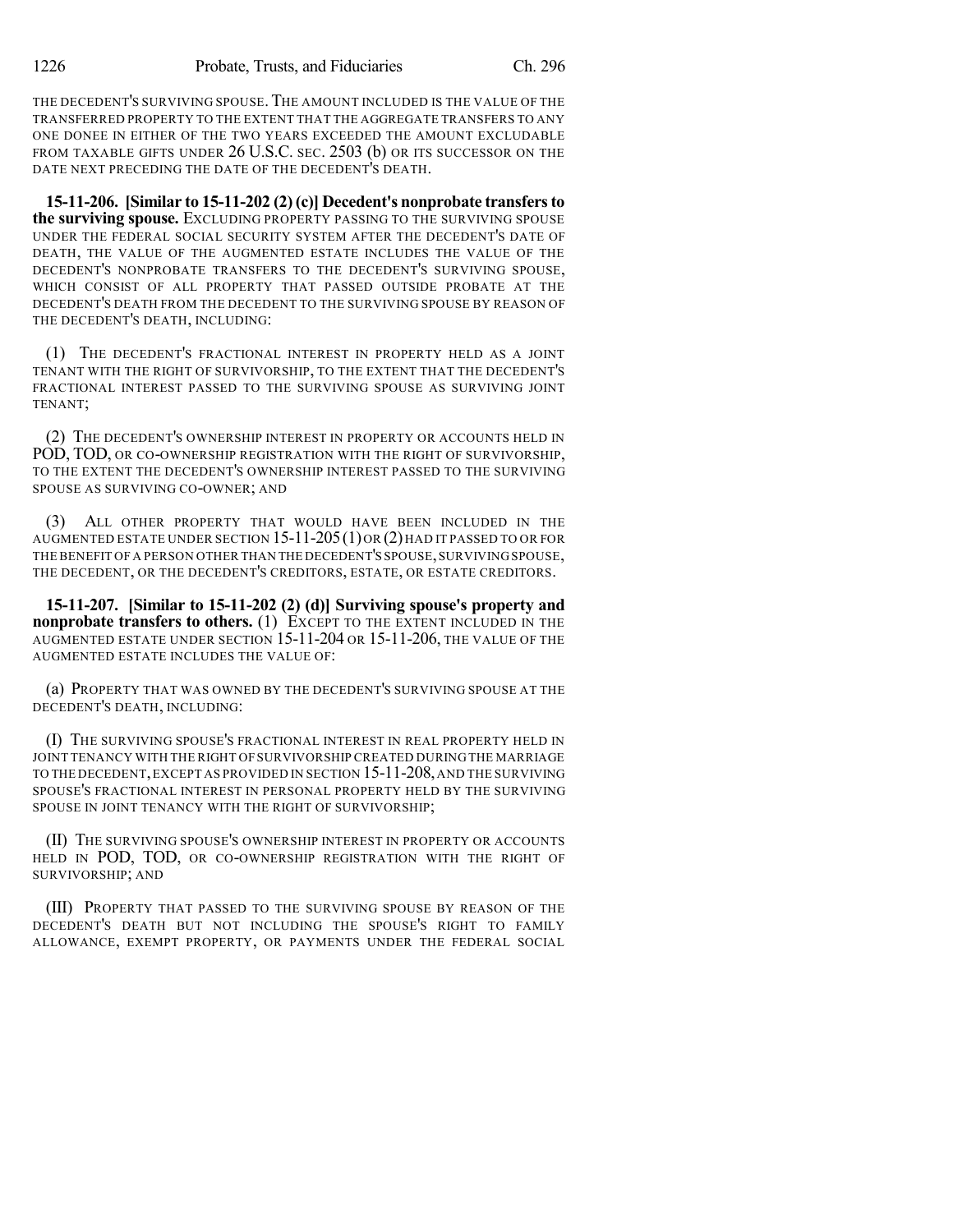THE DECEDENT'S SURVIVING SPOUSE. THE AMOUNT INCLUDED IS THE VALUE OF THE TRANSFERRED PROPERTY TO THE EXTENT THAT THE AGGREGATE TRANSFERS TO ANY ONE DONEE IN EITHER OF THE TWO YEARS EXCEEDED THE AMOUNT EXCLUDABLE FROM TAXABLE GIFTS UNDER 26 U.S.C. SEC. 2503 (b) OR ITS SUCCESSOR ON THE DATE NEXT PRECEDING THE DATE OF THE DECEDENT'S DEATH.

**15-11-206. [Similar to 15-11-202 (2) (c)] Decedent's nonprobate transfers to the surviving spouse.** EXCLUDING PROPERTY PASSING TO THE SURVIVING SPOUSE UNDER THE FEDERAL SOCIAL SECURITY SYSTEM AFTER THE DECEDENT'S DATE OF DEATH, THE VALUE OF THE AUGMENTED ESTATE INCLUDES THE VALUE OF THE DECEDENT'S NONPROBATE TRANSFERS TO THE DECEDENT'S SURVIVING SPOUSE, WHICH CONSIST OF ALL PROPERTY THAT PASSED OUTSIDE PROBATE AT THE DECEDENT'S DEATH FROM THE DECEDENT TO THE SURVIVING SPOUSE BY REASON OF THE DECEDENT'S DEATH, INCLUDING:

(1) THE DECEDENT'S FRACTIONAL INTEREST IN PROPERTY HELD AS A JOINT TENANT WITH THE RIGHT OF SURVIVORSHIP, TO THE EXTENT THAT THE DECEDENT'S FRACTIONAL INTEREST PASSED TO THE SURVIVING SPOUSE AS SURVIVING JOINT TENANT;

(2) THE DECEDENT'S OWNERSHIP INTEREST IN PROPERTY OR ACCOUNTS HELD IN POD, TOD, OR CO-OWNERSHIP REGISTRATION WITH THE RIGHT OF SURVIVORSHIP, TO THE EXTENT THE DECEDENT'S OWNERSHIP INTEREST PASSED TO THE SURVIVING SPOUSE AS SURVIVING CO-OWNER; AND

(3) ALL OTHER PROPERTY THAT WOULD HAVE BEEN INCLUDED IN THE AUGMENTED ESTATE UNDER SECTION 15-11-205 (1) OR (2) HAD IT PASSED TO OR FOR THE BENEFIT OF A PERSON OTHER THAN THE DECEDENT'S SPOUSE, SURVIVING SPOUSE, THE DECEDENT, OR THE DECEDENT'S CREDITORS, ESTATE, OR ESTATE CREDITORS.

**15-11-207. [Similar to 15-11-202 (2) (d)] Surviving spouse's property and nonprobate transfers to others.** (1) EXCEPT TO THE EXTENT INCLUDED IN THE AUGMENTED ESTATE UNDER SECTION 15-11-204 OR 15-11-206, THE VALUE OF THE AUGMENTED ESTATE INCLUDES THE VALUE OF:

(a) PROPERTY THAT WAS OWNED BY THE DECEDENT'S SURVIVING SPOUSE AT THE DECEDENT'S DEATH, INCLUDING:

(I) THE SURVIVING SPOUSE'S FRACTIONAL INTEREST IN REAL PROPERTY HELD IN JOINT TENANCY WITH THE RIGHT OF SURVIVORSHIP CREATED DURING THE MARRIAGE TO THE DECEDENT, EXCEPT AS PROVIDED IN SECTION 15-11-208, AND THE SURVIVING SPOUSE'S FRACTIONAL INTEREST IN PERSONAL PROPERTY HELD BY THE SURVIVING SPOUSE IN JOINT TENANCY WITH THE RIGHT OF SURVIVORSHIP;

(II) THE SURVIVING SPOUSE'S OWNERSHIP INTEREST IN PROPERTY OR ACCOUNTS HELD IN POD, TOD, OR CO-OWNERSHIP REGISTRATION WITH THE RIGHT OF SURVIVORSHIP; AND

(III) PROPERTY THAT PASSED TO THE SURVIVING SPOUSE BY REASON OF THE DECEDENT'S DEATH BUT NOT INCLUDING THE SPOUSE'S RIGHT TO FAMILY ALLOWANCE, EXEMPT PROPERTY, OR PAYMENTS UNDER THE FEDERAL SOCIAL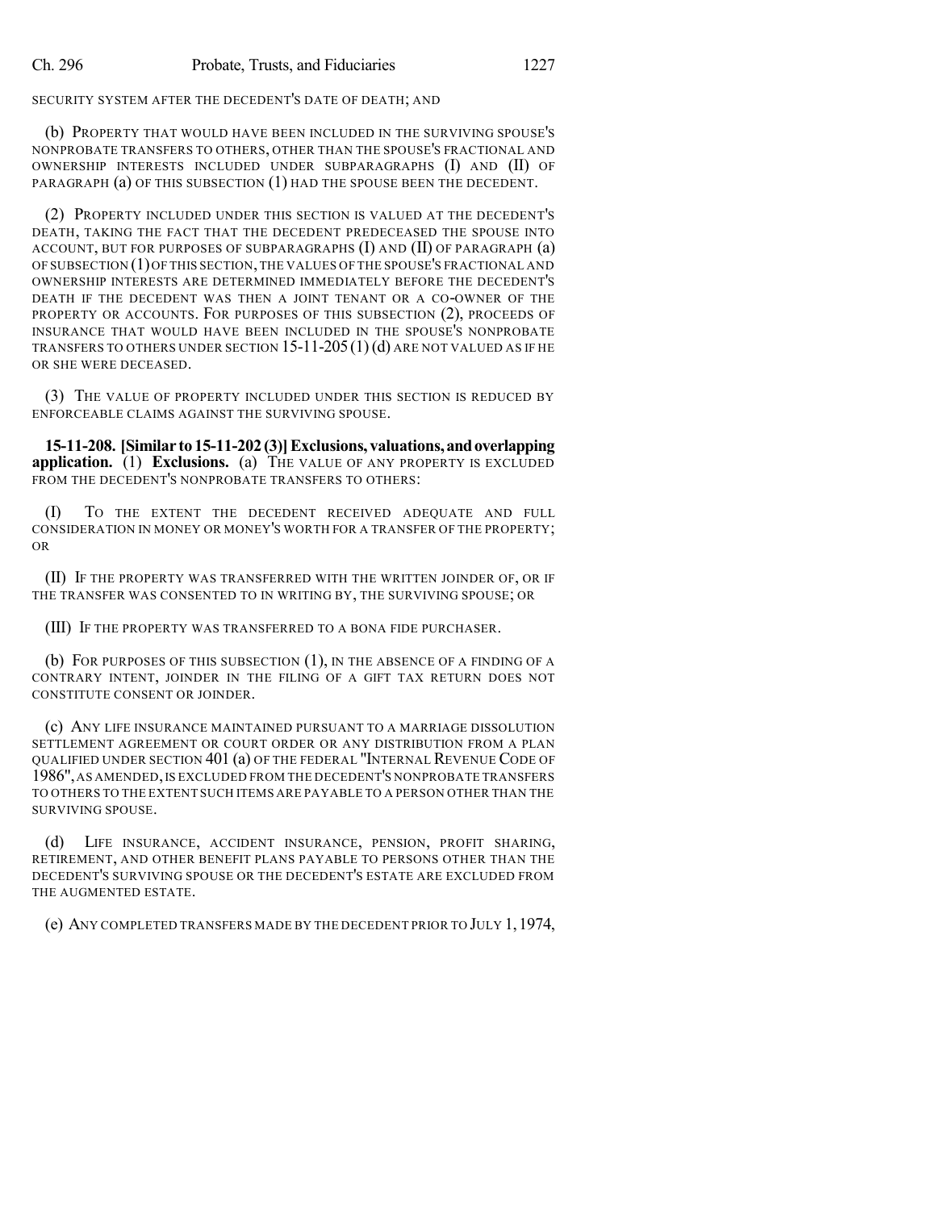SECURITY SYSTEM AFTER THE DECEDENT'S DATE OF DEATH; AND

(b) PROPERTY THAT WOULD HAVE BEEN INCLUDED IN THE SURVIVING SPOUSE'S NONPROBATE TRANSFERS TO OTHERS, OTHER THAN THE SPOUSE'S FRACTIONAL AND OWNERSHIP INTERESTS INCLUDED UNDER SUBPARAGRAPHS (I) AND (II) OF PARAGRAPH (a) OF THIS SUBSECTION (1) HAD THE SPOUSE BEEN THE DECEDENT.

(2) PROPERTY INCLUDED UNDER THIS SECTION IS VALUED AT THE DECEDENT'S DEATH, TAKING THE FACT THAT THE DECEDENT PREDECEASED THE SPOUSE INTO ACCOUNT, BUT FOR PURPOSES OF SUBPARAGRAPHS (I) AND (II) OF PARAGRAPH (a) OF SUBSECTION (1) OF THIS SECTION, THE VALUES OF THE SPOUSE'S FRACTIONAL AND OWNERSHIP INTERESTS ARE DETERMINED IMMEDIATELY BEFORE THE DECEDENT'S DEATH IF THE DECEDENT WAS THEN A JOINT TENANT OR A CO-OWNER OF THE PROPERTY OR ACCOUNTS. FOR PURPOSES OF THIS SUBSECTION (2), PROCEEDS OF INSURANCE THAT WOULD HAVE BEEN INCLUDED IN THE SPOUSE'S NONPROBATE TRANSFERS TO OTHERS UNDER SECTION 15-11-205 (1) (d) ARE NOT VALUED AS IF HE OR SHE WERE DECEASED.

(3) THE VALUE OF PROPERTY INCLUDED UNDER THIS SECTION IS REDUCED BY ENFORCEABLE CLAIMS AGAINST THE SURVIVING SPOUSE.

**15-11-208. [Similar to 15-11-202 (3)] Exclusions, valuations, and overlapping application.** (1) **Exclusions.** (a) THE VALUE OF ANY PROPERTY IS EXCLUDED FROM THE DECEDENT'S NONPROBATE TRANSFERS TO OTHERS:

(I) TO THE EXTENT THE DECEDENT RECEIVED ADEQUATE AND FULL CONSIDERATION IN MONEY OR MONEY'S WORTH FOR A TRANSFER OF THE PROPERTY; OR

(II) IF THE PROPERTY WAS TRANSFERRED WITH THE WRITTEN JOINDER OF, OR IF THE TRANSFER WAS CONSENTED TO IN WRITING BY, THE SURVIVING SPOUSE; OR

(III) IF THE PROPERTY WAS TRANSFERRED TO A BONA FIDE PURCHASER.

(b) FOR PURPOSES OF THIS SUBSECTION (1), IN THE ABSENCE OF A FINDING OF A CONTRARY INTENT, JOINDER IN THE FILING OF A GIFT TAX RETURN DOES NOT CONSTITUTE CONSENT OR JOINDER.

(c) ANY LIFE INSURANCE MAINTAINED PURSUANT TO A MARRIAGE DISSOLUTION SETTLEMENT AGREEMENT OR COURT ORDER OR ANY DISTRIBUTION FROM A PLAN QUALIFIED UNDER SECTION 401 (a) OF THE FEDERAL "INTERNAL REVENUE CODE OF 1986", AS AMENDED, IS EXCLUDED FROM THE DECEDENT'S NONPROBATE TRANSFERS TO OTHERS TO THE EXTENT SUCH ITEMS ARE PAYABLE TO A PERSON OTHER THAN THE SURVIVING SPOUSE.

(d) LIFE INSURANCE, ACCIDENT INSURANCE, PENSION, PROFIT SHARING, RETIREMENT, AND OTHER BENEFIT PLANS PAYABLE TO PERSONS OTHER THAN THE DECEDENT'S SURVIVING SPOUSE OR THE DECEDENT'S ESTATE ARE EXCLUDED FROM THE AUGMENTED ESTATE.

(e) ANY COMPLETED TRANSFERS MADE BY THE DECEDENT PRIOR TO JULY 1, 1974,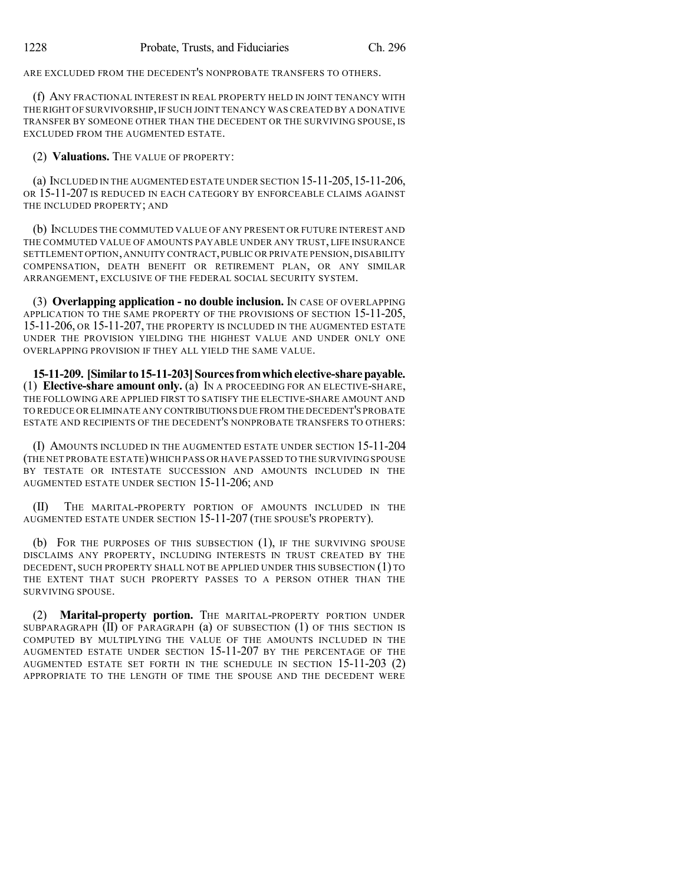ARE EXCLUDED FROM THE DECEDENT'S NONPROBATE TRANSFERS TO OTHERS.

(f) ANY FRACTIONAL INTEREST IN REAL PROPERTY HELD IN JOINT TENANCY WITH THE RIGHT OF SURVIVORSHIP, IF SUCH JOINT TENANCY WAS CREATED BY A DONATIVE TRANSFER BY SOMEONE OTHER THAN THE DECEDENT OR THE SURVIVING SPOUSE, IS EXCLUDED FROM THE AUGMENTED ESTATE.

(2) **Valuations.** THE VALUE OF PROPERTY:

(a) INCLUDED IN THE AUGMENTED ESTATE UNDER SECTION 15-11-205, 15-11-206, OR 15-11-207 IS REDUCED IN EACH CATEGORY BY ENFORCEABLE CLAIMS AGAINST THE INCLUDED PROPERTY; AND

(b) INCLUDES THE COMMUTED VALUE OF ANY PRESENT OR FUTURE INTEREST AND THE COMMUTED VALUE OF AMOUNTS PAYABLE UNDER ANY TRUST, LIFE INSURANCE SETTLEMENT OPTION, ANNUITY CONTRACT, PUBLIC OR PRIVATE PENSION, DISABILITY COMPENSATION, DEATH BENEFIT OR RETIREMENT PLAN, OR ANY SIMILAR ARRANGEMENT, EXCLUSIVE OF THE FEDERAL SOCIAL SECURITY SYSTEM.

(3) **Overlapping application - no double inclusion.** IN CASE OF OVERLAPPING APPLICATION TO THE SAME PROPERTY OF THE PROVISIONS OF SECTION 15-11-205, 15-11-206, OR 15-11-207, THE PROPERTY IS INCLUDED IN THE AUGMENTED ESTATE UNDER THE PROVISION YIELDING THE HIGHEST VALUE AND UNDER ONLY ONE OVERLAPPING PROVISION IF THEY ALL YIELD THE SAME VALUE.

**15-11-209. [Similar to 15-11-203] Sources from which elective-share payable.** (1) **Elective-share amount only.** (a) IN A PROCEEDING FOR AN ELECTIVE-SHARE, THE FOLLOWING ARE APPLIED FIRST TO SATISFY THE ELECTIVE-SHARE AMOUNT AND TO REDUCE OR ELIMINATE ANY CONTRIBUTIONS DUE FROM THE DECEDENT'S PROBATE ESTATE AND RECIPIENTS OF THE DECEDENT'S NONPROBATE TRANSFERS TO OTHERS:

(I) AMOUNTS INCLUDED IN THE AUGMENTED ESTATE UNDER SECTION 15-11-204 (THE NET PROBATE ESTATE) WHICH PASS OR HAVE PASSED TO THE SURVIVING SPOUSE BY TESTATE OR INTESTATE SUCCESSION AND AMOUNTS INCLUDED IN THE AUGMENTED ESTATE UNDER SECTION 15-11-206; AND

(II) THE MARITAL-PROPERTY PORTION OF AMOUNTS INCLUDED IN THE AUGMENTED ESTATE UNDER SECTION 15-11-207 (THE SPOUSE'S PROPERTY).

(b) FOR THE PURPOSES OF THIS SUBSECTION (1), IF THE SURVIVING SPOUSE DISCLAIMS ANY PROPERTY, INCLUDING INTERESTS IN TRUST CREATED BY THE DECEDENT, SUCH PROPERTY SHALL NOT BE APPLIED UNDER THIS SUBSECTION (1) TO THE EXTENT THAT SUCH PROPERTY PASSES TO A PERSON OTHER THAN THE SURVIVING SPOUSE.

(2) **Marital-property portion.** THE MARITAL-PROPERTY PORTION UNDER SUBPARAGRAPH (II) OF PARAGRAPH (a) OF SUBSECTION (1) OF THIS SECTION IS COMPUTED BY MULTIPLYING THE VALUE OF THE AMOUNTS INCLUDED IN THE AUGMENTED ESTATE UNDER SECTION 15-11-207 BY THE PERCENTAGE OF THE AUGMENTED ESTATE SET FORTH IN THE SCHEDULE IN SECTION 15-11-203 (2) APPROPRIATE TO THE LENGTH OF TIME THE SPOUSE AND THE DECEDENT WERE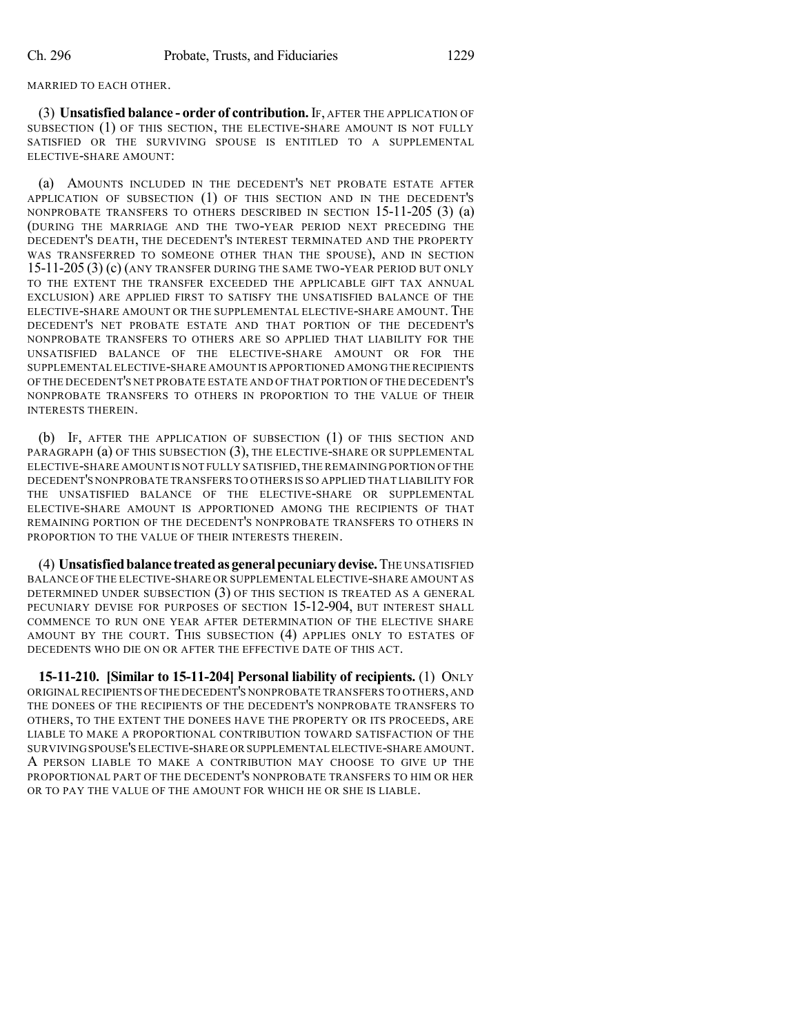MARRIED TO EACH OTHER.

(3) **Unsatisfied balance - order of contribution.** IF, AFTER THE APPLICATION OF SUBSECTION (1) OF THIS SECTION, THE ELECTIVE-SHARE AMOUNT IS NOT FULLY SATISFIED OR THE SURVIVING SPOUSE IS ENTITLED TO A SUPPLEMENTAL ELECTIVE-SHARE AMOUNT:

(a) AMOUNTS INCLUDED IN THE DECEDENT'S NET PROBATE ESTATE AFTER APPLICATION OF SUBSECTION (1) OF THIS SECTION AND IN THE DECEDENT'S NONPROBATE TRANSFERS TO OTHERS DESCRIBED IN SECTION 15-11-205 (3) (a) (DURING THE MARRIAGE AND THE TWO-YEAR PERIOD NEXT PRECEDING THE DECEDENT'S DEATH, THE DECEDENT'S INTEREST TERMINATED AND THE PROPERTY WAS TRANSFERRED TO SOMEONE OTHER THAN THE SPOUSE), AND IN SECTION 15-11-205 (3) (c) (ANY TRANSFER DURING THE SAME TWO-YEAR PERIOD BUT ONLY TO THE EXTENT THE TRANSFER EXCEEDED THE APPLICABLE GIFT TAX ANNUAL EXCLUSION) ARE APPLIED FIRST TO SATISFY THE UNSATISFIED BALANCE OF THE ELECTIVE-SHARE AMOUNT OR THE SUPPLEMENTAL ELECTIVE-SHARE AMOUNT. THE DECEDENT'S NET PROBATE ESTATE AND THAT PORTION OF THE DECEDENT'S NONPROBATE TRANSFERS TO OTHERS ARE SO APPLIED THAT LIABILITY FOR THE UNSATISFIED BALANCE OF THE ELECTIVE-SHARE AMOUNT OR FOR THE SUPPLEMENTAL ELECTIVE-SHARE AMOUNT IS APPORTIONED AMONG THE RECIPIENTS OF THE DECEDENT'S NET PROBATE ESTATE AND OF THAT PORTION OF THE DECEDENT'S NONPROBATE TRANSFERS TO OTHERS IN PROPORTION TO THE VALUE OF THEIR INTERESTS THEREIN.

(b) IF, AFTER THE APPLICATION OF SUBSECTION (1) OF THIS SECTION AND PARAGRAPH (a) OF THIS SUBSECTION (3), THE ELECTIVE-SHARE OR SUPPLEMENTAL ELECTIVE-SHARE AMOUNT IS NOT FULLY SATISFIED, THE REMAINING PORTION OF THE DECEDENT'S NONPROBATE TRANSFERS TO OTHERS IS SO APPLIED THAT LIABILITY FOR THE UNSATISFIED BALANCE OF THE ELECTIVE-SHARE OR SUPPLEMENTAL ELECTIVE-SHARE AMOUNT IS APPORTIONED AMONG THE RECIPIENTS OF THAT REMAINING PORTION OF THE DECEDENT'S NONPROBATE TRANSFERS TO OTHERS IN PROPORTION TO THE VALUE OF THEIR INTERESTS THEREIN.

(4) **Unsatisfied balance treated as general pecuniary devise.** THE UNSATISFIED BALANCE OF THE ELECTIVE-SHARE OR SUPPLEMENTAL ELECTIVE-SHARE AMOUNT AS DETERMINED UNDER SUBSECTION (3) OF THIS SECTION IS TREATED AS A GENERAL PECUNIARY DEVISE FOR PURPOSES OF SECTION 15-12-904, BUT INTEREST SHALL COMMENCE TO RUN ONE YEAR AFTER DETERMINATION OF THE ELECTIVE SHARE AMOUNT BY THE COURT. THIS SUBSECTION (4) APPLIES ONLY TO ESTATES OF DECEDENTS WHO DIE ON OR AFTER THE EFFECTIVE DATE OF THIS ACT.

**15-11-210. [Similar to 15-11-204] Personal liability of recipients.** (1) ONLY ORIGINAL RECIPIENTS OF THE DECEDENT'S NONPROBATE TRANSFERS TO OTHERS, AND THE DONEES OF THE RECIPIENTS OF THE DECEDENT'S NONPROBATE TRANSFERS TO OTHERS, TO THE EXTENT THE DONEES HAVE THE PROPERTY OR ITS PROCEEDS, ARE LIABLE TO MAKE A PROPORTIONAL CONTRIBUTION TOWARD SATISFACTION OF THE SURVIVING SPOUSE'S ELECTIVE-SHARE OR SUPPLEMENTAL ELECTIVE-SHARE AMOUNT. A PERSON LIABLE TO MAKE A CONTRIBUTION MAY CHOOSE TO GIVE UP THE PROPORTIONAL PART OF THE DECEDENT'S NONPROBATE TRANSFERS TO HIM OR HER OR TO PAY THE VALUE OF THE AMOUNT FOR WHICH HE OR SHE IS LIABLE.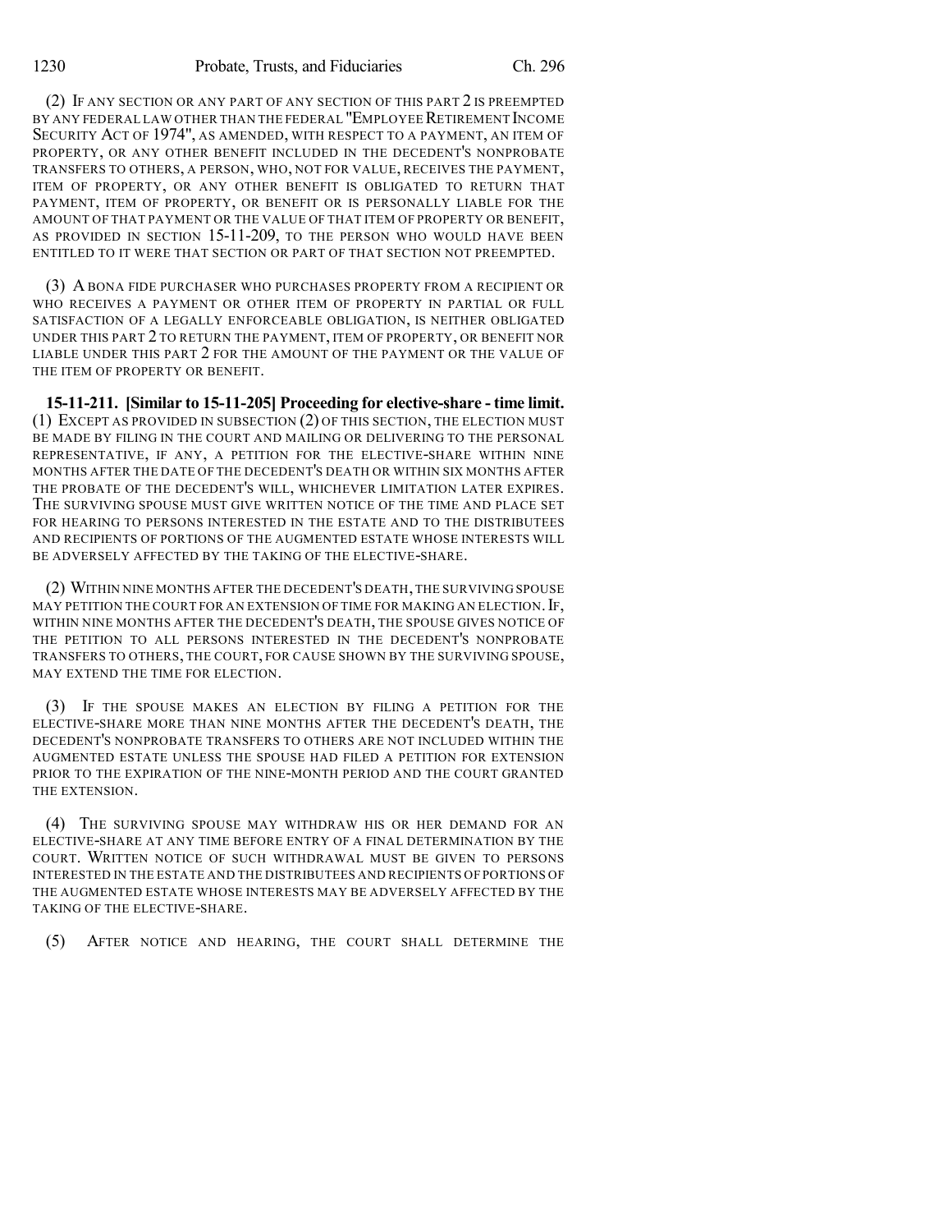(2) IF ANY SECTION OR ANY PART OF ANY SECTION OF THIS PART 2 IS PREEMPTED BY ANY FEDERAL LAW OTHER THAN THE FEDERAL "EMPLOYEE RETIREMENT INCOME SECURITY ACT OF 1974", AS AMENDED, WITH RESPECT TO A PAYMENT, AN ITEM OF PROPERTY, OR ANY OTHER BENEFIT INCLUDED IN THE DECEDENT'S NONPROBATE TRANSFERS TO OTHERS, A PERSON, WHO, NOT FOR VALUE, RECEIVES THE PAYMENT, ITEM OF PROPERTY, OR ANY OTHER BENEFIT IS OBLIGATED TO RETURN THAT PAYMENT, ITEM OF PROPERTY, OR BENEFIT OR IS PERSONALLY LIABLE FOR THE AMOUNT OF THAT PAYMENT OR THE VALUE OF THAT ITEM OF PROPERTY OR BENEFIT, AS PROVIDED IN SECTION 15-11-209, TO THE PERSON WHO WOULD HAVE BEEN ENTITLED TO IT WERE THAT SECTION OR PART OF THAT SECTION NOT PREEMPTED.

(3) A BONA FIDE PURCHASER WHO PURCHASES PROPERTY FROM A RECIPIENT OR WHO RECEIVES A PAYMENT OR OTHER ITEM OF PROPERTY IN PARTIAL OR FULL SATISFACTION OF A LEGALLY ENFORCEABLE OBLIGATION, IS NEITHER OBLIGATED UNDER THIS PART 2 TO RETURN THE PAYMENT, ITEM OF PROPERTY, OR BENEFIT NOR LIABLE UNDER THIS PART 2 FOR THE AMOUNT OF THE PAYMENT OR THE VALUE OF THE ITEM OF PROPERTY OR BENEFIT.

**15-11-211. [Similar to 15-11-205] Proceeding for elective-share - time limit.** (1) EXCEPT AS PROVIDED IN SUBSECTION (2) OF THIS SECTION, THE ELECTION MUST BE MADE BY FILING IN THE COURT AND MAILING OR DELIVERING TO THE PERSONAL REPRESENTATIVE, IF ANY, A PETITION FOR THE ELECTIVE-SHARE WITHIN NINE MONTHS AFTER THE DATE OF THE DECEDENT'S DEATH OR WITHIN SIX MONTHS AFTER THE PROBATE OF THE DECEDENT'S WILL, WHICHEVER LIMITATION LATER EXPIRES. THE SURVIVING SPOUSE MUST GIVE WRITTEN NOTICE OF THE TIME AND PLACE SET FOR HEARING TO PERSONS INTERESTED IN THE ESTATE AND TO THE DISTRIBUTEES AND RECIPIENTS OF PORTIONS OF THE AUGMENTED ESTATE WHOSE INTERESTS WILL BE ADVERSELY AFFECTED BY THE TAKING OF THE ELECTIVE-SHARE.

(2) WITHIN NINE MONTHS AFTER THE DECEDENT'S DEATH, THE SURVIVING SPOUSE MAY PETITION THE COURT FOR AN EXTENSION OF TIME FOR MAKING AN ELECTION. IF, WITHIN NINE MONTHS AFTER THE DECEDENT'S DEATH, THE SPOUSE GIVES NOTICE OF THE PETITION TO ALL PERSONS INTERESTED IN THE DECEDENT'S NONPROBATE TRANSFERS TO OTHERS, THE COURT, FOR CAUSE SHOWN BY THE SURVIVING SPOUSE, MAY EXTEND THE TIME FOR ELECTION.

(3) IF THE SPOUSE MAKES AN ELECTION BY FILING A PETITION FOR THE ELECTIVE-SHARE MORE THAN NINE MONTHS AFTER THE DECEDENT'S DEATH, THE DECEDENT'S NONPROBATE TRANSFERS TO OTHERS ARE NOT INCLUDED WITHIN THE AUGMENTED ESTATE UNLESS THE SPOUSE HAD FILED A PETITION FOR EXTENSION PRIOR TO THE EXPIRATION OF THE NINE-MONTH PERIOD AND THE COURT GRANTED THE EXTENSION.

(4) THE SURVIVING SPOUSE MAY WITHDRAW HIS OR HER DEMAND FOR AN ELECTIVE-SHARE AT ANY TIME BEFORE ENTRY OF A FINAL DETERMINATION BY THE COURT. WRITTEN NOTICE OF SUCH WITHDRAWAL MUST BE GIVEN TO PERSONS INTERESTED IN THE ESTATE AND THE DISTRIBUTEES AND RECIPIENTS OF PORTIONS OF THE AUGMENTED ESTATE WHOSE INTERESTS MAY BE ADVERSELY AFFECTED BY THE TAKING OF THE ELECTIVE-SHARE.

(5) AFTER NOTICE AND HEARING, THE COURT SHALL DETERMINE THE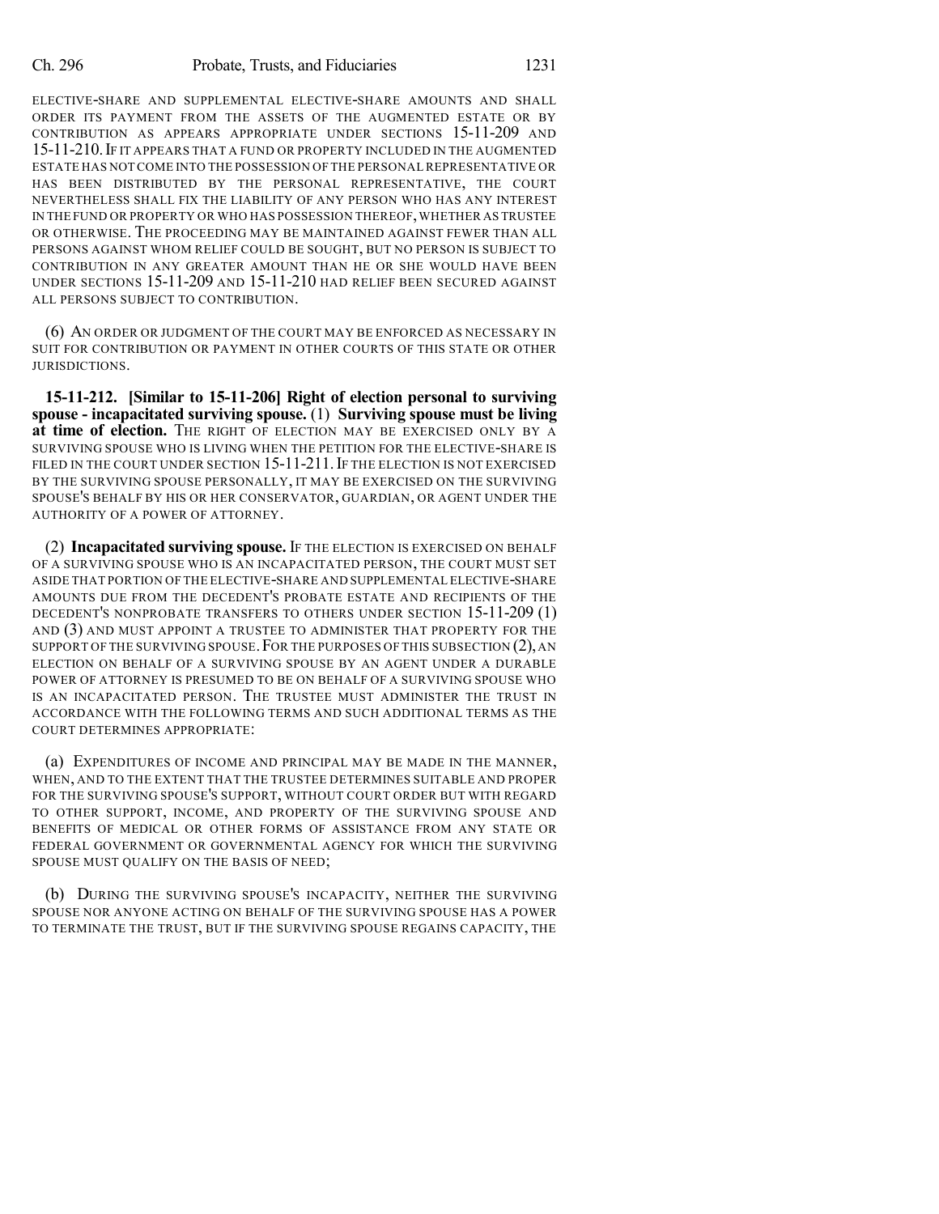ELECTIVE-SHARE AND SUPPLEMENTAL ELECTIVE-SHARE AMOUNTS AND SHALL ORDER ITS PAYMENT FROM THE ASSETS OF THE AUGMENTED ESTATE OR BY CONTRIBUTION AS APPEARS APPROPRIATE UNDER SECTIONS 15-11-209 AND 15-11-210. IF IT APPEARS THAT A FUND OR PROPERTY INCLUDED IN THE AUGMENTED ESTATE HAS NOT COME INTO THE POSSESSION OF THE PERSONAL REPRESENTATIVE OR HAS BEEN DISTRIBUTED BY THE PERSONAL REPRESENTATIVE, THE COURT NEVERTHELESS SHALL FIX THE LIABILITY OF ANY PERSON WHO HAS ANY INTEREST IN THE FUND OR PROPERTY OR WHO HAS POSSESSION THEREOF, WHETHER AS TRUSTEE OR OTHERWISE. THE PROCEEDING MAY BE MAINTAINED AGAINST FEWER THAN ALL PERSONS AGAINST WHOM RELIEF COULD BE SOUGHT, BUT NO PERSON IS SUBJECT TO CONTRIBUTION IN ANY GREATER AMOUNT THAN HE OR SHE WOULD HAVE BEEN UNDER SECTIONS 15-11-209 AND 15-11-210 HAD RELIEF BEEN SECURED AGAINST ALL PERSONS SUBJECT TO CONTRIBUTION.

(6) AN ORDER OR JUDGMENT OF THE COURT MAY BE ENFORCED AS NECESSARY IN SUIT FOR CONTRIBUTION OR PAYMENT IN OTHER COURTS OF THIS STATE OR OTHER JURISDICTIONS.

**15-11-212. [Similar to 15-11-206] Right of election personal to surviving spouse - incapacitated surviving spouse.** (1) **Surviving spouse must be living at time of election.** THE RIGHT OF ELECTION MAY BE EXERCISED ONLY BY A SURVIVING SPOUSE WHO IS LIVING WHEN THE PETITION FOR THE ELECTIVE-SHARE IS FILED IN THE COURT UNDER SECTION 15-11-211. IF THE ELECTION IS NOT EXERCISED BY THE SURVIVING SPOUSE PERSONALLY, IT MAY BE EXERCISED ON THE SURVIVING SPOUSE'S BEHALF BY HIS OR HER CONSERVATOR, GUARDIAN, OR AGENT UNDER THE AUTHORITY OF A POWER OF ATTORNEY.

(2) **Incapacitated surviving spouse.** IF THE ELECTION IS EXERCISED ON BEHALF OF A SURVIVING SPOUSE WHO IS AN INCAPACITATED PERSON, THE COURT MUST SET ASIDE THAT PORTION OF THE ELECTIVE-SHARE AND SUPPLEMENTAL ELECTIVE-SHARE AMOUNTS DUE FROM THE DECEDENT'S PROBATE ESTATE AND RECIPIENTS OF THE DECEDENT'S NONPROBATE TRANSFERS TO OTHERS UNDER SECTION 15-11-209 (1) AND (3) AND MUST APPOINT A TRUSTEE TO ADMINISTER THAT PROPERTY FOR THE SUPPORT OF THE SURVIVING SPOUSE. FOR THE PURPOSES OF THIS SUBSECTION (2), AN ELECTION ON BEHALF OF A SURVIVING SPOUSE BY AN AGENT UNDER A DURABLE POWER OF ATTORNEY IS PRESUMED TO BE ON BEHALF OF A SURVIVING SPOUSE WHO IS AN INCAPACITATED PERSON. THE TRUSTEE MUST ADMINISTER THE TRUST IN ACCORDANCE WITH THE FOLLOWING TERMS AND SUCH ADDITIONAL TERMS AS THE COURT DETERMINES APPROPRIATE:

(a) EXPENDITURES OF INCOME AND PRINCIPAL MAY BE MADE IN THE MANNER, WHEN, AND TO THE EXTENT THAT THE TRUSTEE DETERMINES SUITABLE AND PROPER FOR THE SURVIVING SPOUSE'S SUPPORT, WITHOUT COURT ORDER BUT WITH REGARD TO OTHER SUPPORT, INCOME, AND PROPERTY OF THE SURVIVING SPOUSE AND BENEFITS OF MEDICAL OR OTHER FORMS OF ASSISTANCE FROM ANY STATE OR FEDERAL GOVERNMENT OR GOVERNMENTAL AGENCY FOR WHICH THE SURVIVING SPOUSE MUST QUALIFY ON THE BASIS OF NEED;

(b) DURING THE SURVIVING SPOUSE'S INCAPACITY, NEITHER THE SURVIVING SPOUSE NOR ANYONE ACTING ON BEHALF OF THE SURVIVING SPOUSE HAS A POWER TO TERMINATE THE TRUST, BUT IF THE SURVIVING SPOUSE REGAINS CAPACITY, THE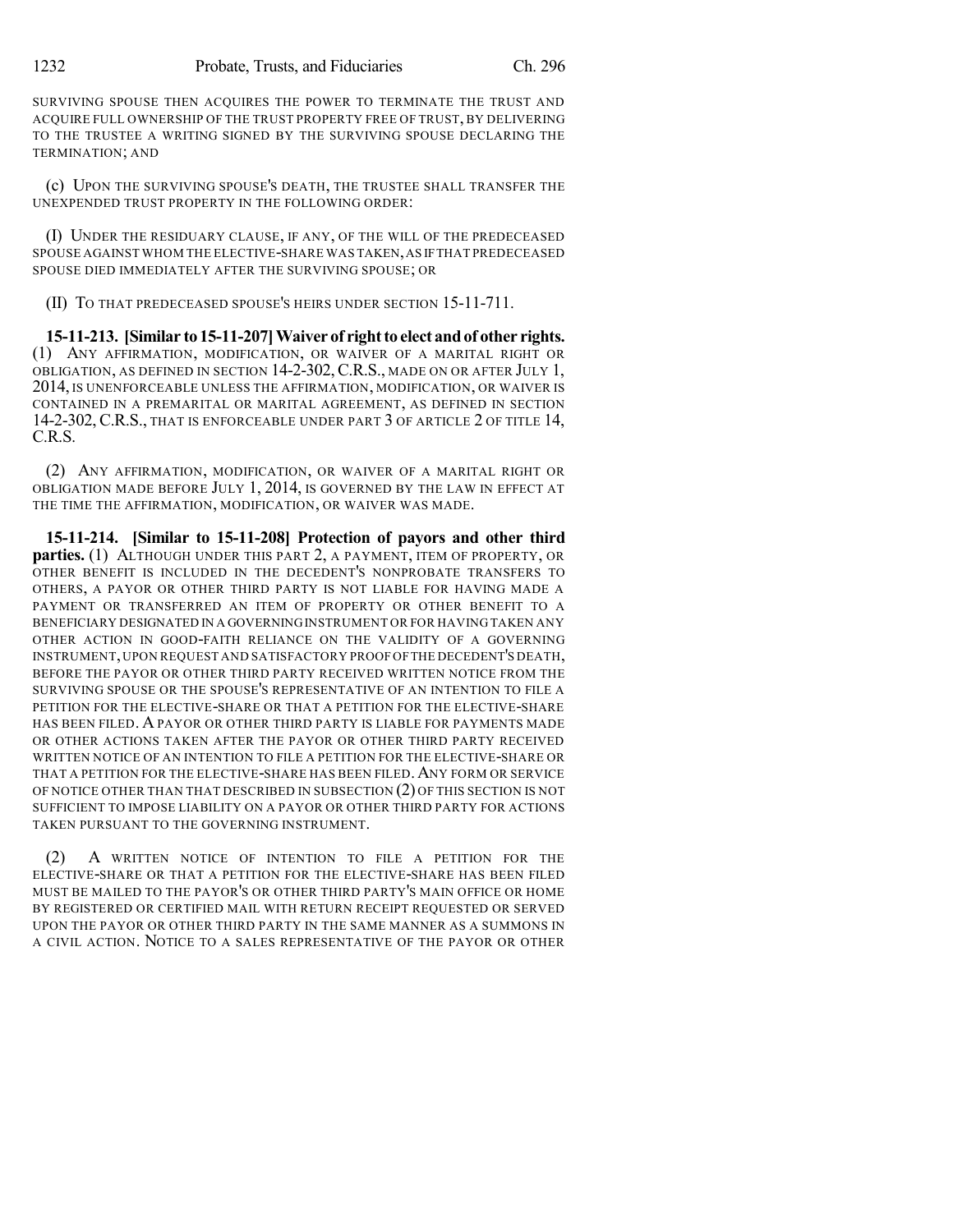SURVIVING SPOUSE THEN ACQUIRES THE POWER TO TERMINATE THE TRUST AND ACQUIRE FULL OWNERSHIP OF THE TRUST PROPERTY FREE OF TRUST, BY DELIVERING TO THE TRUSTEE A WRITING SIGNED BY THE SURVIVING SPOUSE DECLARING THE TERMINATION; AND

(c) UPON THE SURVIVING SPOUSE'S DEATH, THE TRUSTEE SHALL TRANSFER THE UNEXPENDED TRUST PROPERTY IN THE FOLLOWING ORDER:

(I) UNDER THE RESIDUARY CLAUSE, IF ANY, OF THE WILL OF THE PREDECEASED SPOUSE AGAINST WHOM THE ELECTIVE-SHARE WAS TAKEN, AS IF THAT PREDECEASED SPOUSE DIED IMMEDIATELY AFTER THE SURVIVING SPOUSE; OR

(II) TO THAT PREDECEASED SPOUSE'S HEIRS UNDER SECTION 15-11-711.

**15-11-213. [Similar to 15-11-207] Waiver of right to elect and of other rights.** (1) ANY AFFIRMATION, MODIFICATION, OR WAIVER OF A MARITAL RIGHT OR OBLIGATION, AS DEFINED IN SECTION 14-2-302, C.R.S., MADE ON OR AFTER JULY 1, 2014, IS UNENFORCEABLE UNLESS THE AFFIRMATION, MODIFICATION, OR WAIVER IS CONTAINED IN A PREMARITAL OR MARITAL AGREEMENT, AS DEFINED IN SECTION 14-2-302, C.R.S., THAT IS ENFORCEABLE UNDER PART 3 OF ARTICLE 2 OF TITLE 14, C.R.S.

(2) ANY AFFIRMATION, MODIFICATION, OR WAIVER OF A MARITAL RIGHT OR OBLIGATION MADE BEFORE JULY 1, 2014, IS GOVERNED BY THE LAW IN EFFECT AT THE TIME THE AFFIRMATION, MODIFICATION, OR WAIVER WAS MADE.

**15-11-214. [Similar to 15-11-208] Protection of payors and other third parties.** (1) ALTHOUGH UNDER THIS PART 2, A PAYMENT, ITEM OF PROPERTY, OR OTHER BENEFIT IS INCLUDED IN THE DECEDENT'S NONPROBATE TRANSFERS TO OTHERS, A PAYOR OR OTHER THIRD PARTY IS NOT LIABLE FOR HAVING MADE A PAYMENT OR TRANSFERRED AN ITEM OF PROPERTY OR OTHER BENEFIT TO A BENEFICIARY DESIGNATED IN A GOVERNING INSTRUMENT OR FOR HAVING TAKEN ANY OTHER ACTION IN GOOD-FAITH RELIANCE ON THE VALIDITY OF A GOVERNING INSTRUMENT, UPON REQUEST AND SATISFACTORY PROOF OF THE DECEDENT'S DEATH, BEFORE THE PAYOR OR OTHER THIRD PARTY RECEIVED WRITTEN NOTICE FROM THE SURVIVING SPOUSE OR THE SPOUSE'S REPRESENTATIVE OF AN INTENTION TO FILE A PETITION FOR THE ELECTIVE-SHARE OR THAT A PETITION FOR THE ELECTIVE-SHARE HAS BEEN FILED. A PAYOR OR OTHER THIRD PARTY IS LIABLE FOR PAYMENTS MADE OR OTHER ACTIONS TAKEN AFTER THE PAYOR OR OTHER THIRD PARTY RECEIVED WRITTEN NOTICE OF AN INTENTION TO FILE A PETITION FOR THE ELECTIVE-SHARE OR THAT A PETITION FOR THE ELECTIVE-SHARE HAS BEEN FILED. ANY FORM OR SERVICE OF NOTICE OTHER THAN THAT DESCRIBED IN SUBSECTION (2) OF THIS SECTION IS NOT SUFFICIENT TO IMPOSE LIABILITY ON A PAYOR OR OTHER THIRD PARTY FOR ACTIONS TAKEN PURSUANT TO THE GOVERNING INSTRUMENT.

(2) A WRITTEN NOTICE OF INTENTION TO FILE A PETITION FOR THE ELECTIVE-SHARE OR THAT A PETITION FOR THE ELECTIVE-SHARE HAS BEEN FILED MUST BE MAILED TO THE PAYOR'S OR OTHER THIRD PARTY'S MAIN OFFICE OR HOME BY REGISTERED OR CERTIFIED MAIL WITH RETURN RECEIPT REQUESTED OR SERVED UPON THE PAYOR OR OTHER THIRD PARTY IN THE SAME MANNER AS A SUMMONS IN A CIVIL ACTION. NOTICE TO A SALES REPRESENTATIVE OF THE PAYOR OR OTHER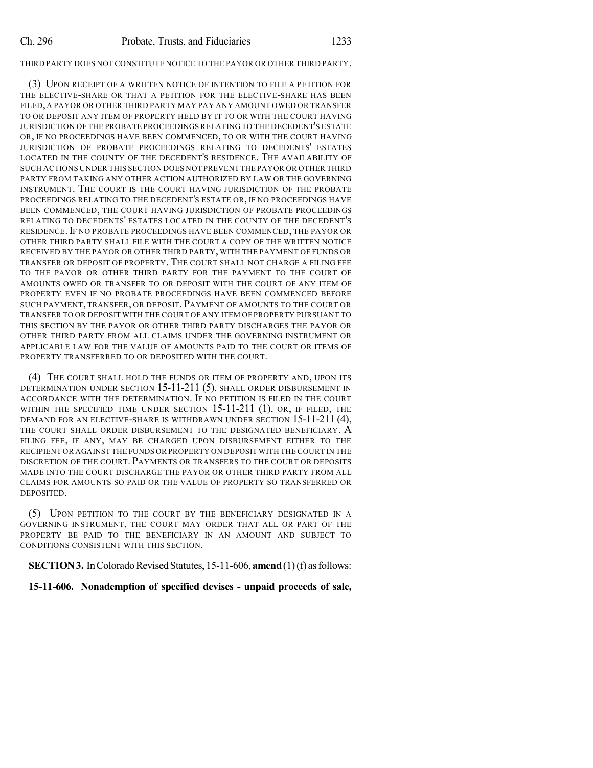THIRD PARTY DOES NOT CONSTITUTE NOTICE TO THE PAYOR OR OTHER THIRD PARTY.

(3) UPON RECEIPT OF A WRITTEN NOTICE OF INTENTION TO FILE A PETITION FOR THE ELECTIVE-SHARE OR THAT A PETITION FOR THE ELECTIVE-SHARE HAS BEEN FILED, A PAYOR OR OTHER THIRD PARTY MAY PAY ANY AMOUNT OWED OR TRANSFER TO OR DEPOSIT ANY ITEM OF PROPERTY HELD BY IT TO OR WITH THE COURT HAVING JURISDICTION OF THE PROBATE PROCEEDINGS RELATING TO THE DECEDENT'S ESTATE OR, IF NO PROCEEDINGS HAVE BEEN COMMENCED, TO OR WITH THE COURT HAVING JURISDICTION OF PROBATE PROCEEDINGS RELATING TO DECEDENTS' ESTATES LOCATED IN THE COUNTY OF THE DECEDENT'S RESIDENCE. THE AVAILABILITY OF SUCH ACTIONS UNDER THIS SECTION DOES NOT PREVENT THE PAYOR OR OTHER THIRD PARTY FROM TAKING ANY OTHER ACTION AUTHORIZED BY LAW OR THE GOVERNING INSTRUMENT. THE COURT IS THE COURT HAVING JURISDICTION OF THE PROBATE PROCEEDINGS RELATING TO THE DECEDENT'S ESTATE OR, IF NO PROCEEDINGS HAVE BEEN COMMENCED, THE COURT HAVING JURISDICTION OF PROBATE PROCEEDINGS RELATING TO DECEDENTS' ESTATES LOCATED IN THE COUNTY OF THE DECEDENT'S RESIDENCE. IF NO PROBATE PROCEEDINGS HAVE BEEN COMMENCED, THE PAYOR OR OTHER THIRD PARTY SHALL FILE WITH THE COURT A COPY OF THE WRITTEN NOTICE RECEIVED BY THE PAYOR OR OTHER THIRD PARTY, WITH THE PAYMENT OF FUNDS OR TRANSFER OR DEPOSIT OF PROPERTY. THE COURT SHALL NOT CHARGE A FILING FEE TO THE PAYOR OR OTHER THIRD PARTY FOR THE PAYMENT TO THE COURT OF AMOUNTS OWED OR TRANSFER TO OR DEPOSIT WITH THE COURT OF ANY ITEM OF PROPERTY EVEN IF NO PROBATE PROCEEDINGS HAVE BEEN COMMENCED BEFORE SUCH PAYMENT, TRANSFER, OR DEPOSIT. PAYMENT OF AMOUNTS TO THE COURT OR TRANSFER TO OR DEPOSIT WITH THE COURT OF ANY ITEM OF PROPERTY PURSUANT TO THIS SECTION BY THE PAYOR OR OTHER THIRD PARTY DISCHARGES THE PAYOR OR OTHER THIRD PARTY FROM ALL CLAIMS UNDER THE GOVERNING INSTRUMENT OR APPLICABLE LAW FOR THE VALUE OF AMOUNTS PAID TO THE COURT OR ITEMS OF PROPERTY TRANSFERRED TO OR DEPOSITED WITH THE COURT.

(4) THE COURT SHALL HOLD THE FUNDS OR ITEM OF PROPERTY AND, UPON ITS DETERMINATION UNDER SECTION 15-11-211 (5), SHALL ORDER DISBURSEMENT IN ACCORDANCE WITH THE DETERMINATION. IF NO PETITION IS FILED IN THE COURT WITHIN THE SPECIFIED TIME UNDER SECTION 15-11-211 (1), OR, IF FILED, THE DEMAND FOR AN ELECTIVE-SHARE IS WITHDRAWN UNDER SECTION 15-11-211 (4), THE COURT SHALL ORDER DISBURSEMENT TO THE DESIGNATED BENEFICIARY. A FILING FEE, IF ANY, MAY BE CHARGED UPON DISBURSEMENT EITHER TO THE RECIPIENT OR AGAINST THE FUNDS OR PROPERTY ON DEPOSIT WITH THE COURT IN THE DISCRETION OF THE COURT. PAYMENTS OR TRANSFERS TO THE COURT OR DEPOSITS MADE INTO THE COURT DISCHARGE THE PAYOR OR OTHER THIRD PARTY FROM ALL CLAIMS FOR AMOUNTS SO PAID OR THE VALUE OF PROPERTY SO TRANSFERRED OR DEPOSITED.

(5) UPON PETITION TO THE COURT BY THE BENEFICIARY DESIGNATED IN A GOVERNING INSTRUMENT, THE COURT MAY ORDER THAT ALL OR PART OF THE PROPERTY BE PAID TO THE BENEFICIARY IN AN AMOUNT AND SUBJECT TO CONDITIONS CONSISTENT WITH THIS SECTION.

**SECTION 3.** In Colorado Revised Statutes, 15-11-606, **amend** (1) (f) as follows:

**15-11-606. Nonademption of specified devises - unpaid proceeds of sale,**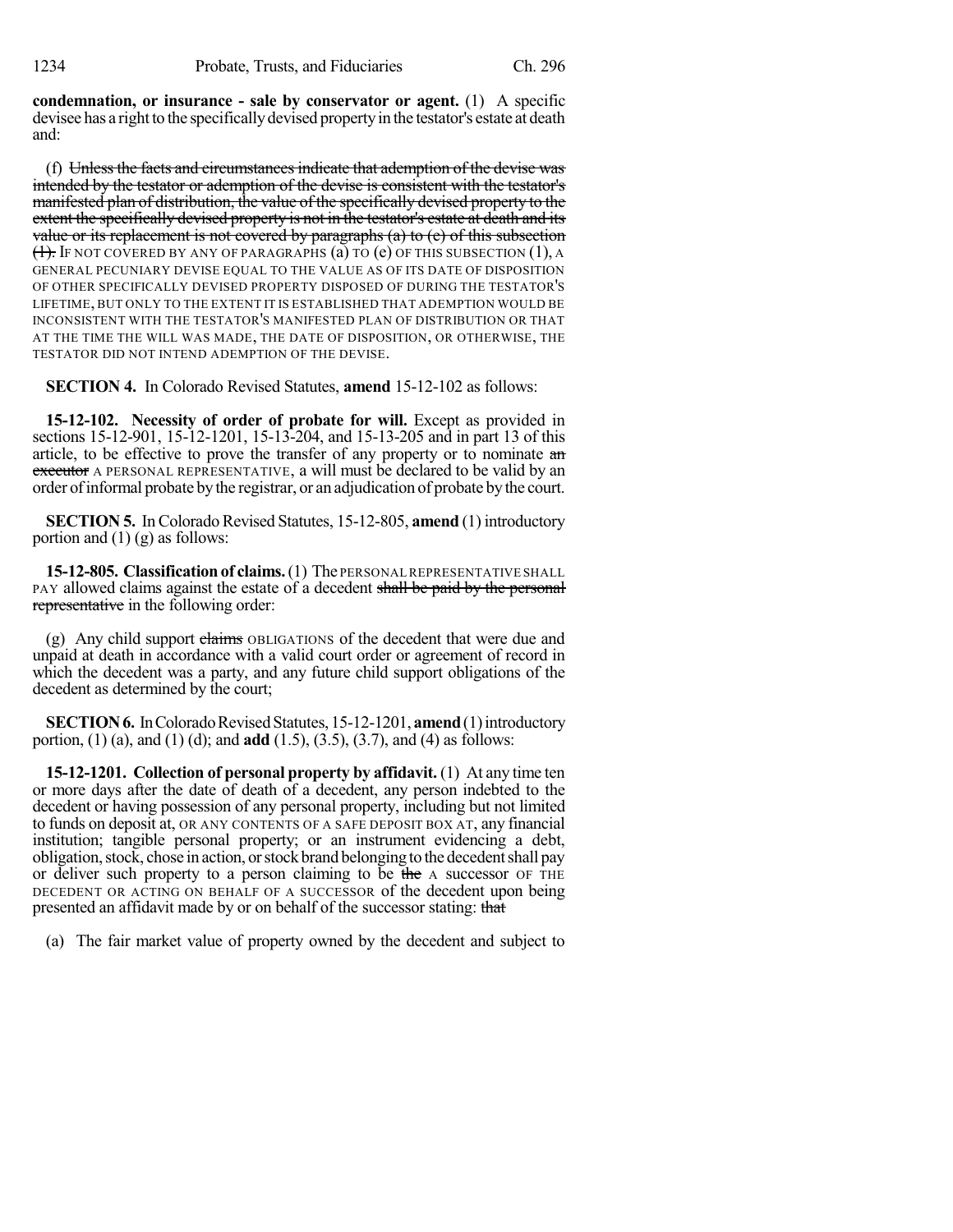**condemnation, or insurance - sale by conservator or agent.** (1) A specific devisee has a right to the specifically devised property in the testator's estate at death and:

(f) ~~Unless the facts and circumstances indicate that ademption of the devise was intended by the testator or ademption of the devise is consistent with the testator's manifested plan of distribution, the value of the specifically devised property to the extent the specifically devised property is not in the testator's estate at death and its value or its replacement is not covered by paragraphs (a) to (e) of this subsection (1).~~ IF NOT COVERED BY ANY OF PARAGRAPHS (a) TO (e) OF THIS SUBSECTION (1), A GENERAL PECUNIARY DEVISE EQUAL TO THE VALUE AS OF ITS DATE OF DISPOSITION OF OTHER SPECIFICALLY DEVISED PROPERTY DISPOSED OF DURING THE TESTATOR'S LIFETIME, BUT ONLY TO THE EXTENT IT IS ESTABLISHED THAT ADEMPTION WOULD BE INCONSISTENT WITH THE TESTATOR'S MANIFESTED PLAN OF DISTRIBUTION OR THAT AT THE TIME THE WILL WAS MADE, THE DATE OF DISPOSITION, OR OTHERWISE, THE TESTATOR DID NOT INTEND ADEMPTION OF THE DEVISE.

**SECTION 4.** In Colorado Revised Statutes, **amend** 15-12-102 as follows:

**15-12-102. Necessity of order of probate for will.** Except as provided in sections 15-12-901, 15-12-1201, 15-13-204, and 15-13-205 and in part 13 of this article, to be effective to prove the transfer of any property or to nominate ~~an executor~~ A PERSONAL REPRESENTATIVE, a will must be declared to be valid by an order of informal probate by the registrar, or an adjudication of probate by the court.

**SECTION 5.** In Colorado Revised Statutes, 15-12-805, **amend** (1) introductory portion and (1) (g) as follows:

**15-12-805. Classification of claims.** (1) The PERSONAL REPRESENTATIVE SHALL PAY allowed claims against the estate of a decedent ~~shall be paid by the personal representative~~ in the following order:

(g) Any child support ~~claims~~ OBLIGATIONS of the decedent that were due and unpaid at death in accordance with a valid court order or agreement of record in which the decedent was a party, and any future child support obligations of the decedent as determined by the court;

**SECTION 6.** In Colorado Revised Statutes, 15-12-1201, **amend** (1) introductory portion, (1) (a), and (1) (d); and **add** (1.5), (3.5), (3.7), and (4) as follows:

**15-12-1201. Collection of personal property by affidavit.** (1) At any time ten or more days after the date of death of a decedent, any person indebted to the decedent or having possession of any personal property, including but not limited to funds on deposit at, OR ANY CONTENTS OF A SAFE DEPOSIT BOX AT, any financial institution; tangible personal property; or an instrument evidencing a debt, obligation, stock, chose in action, or stock brand belonging to the decedent shall pay or deliver such property to a person claiming to be ~~the~~ A successor OF THE DECEDENT OR ACTING ON BEHALF OF A SUCCESSOR of the decedent upon being presented an affidavit made by or on behalf of the successor stating: ~~that~~

(a) The fair market value of property owned by the decedent and subject to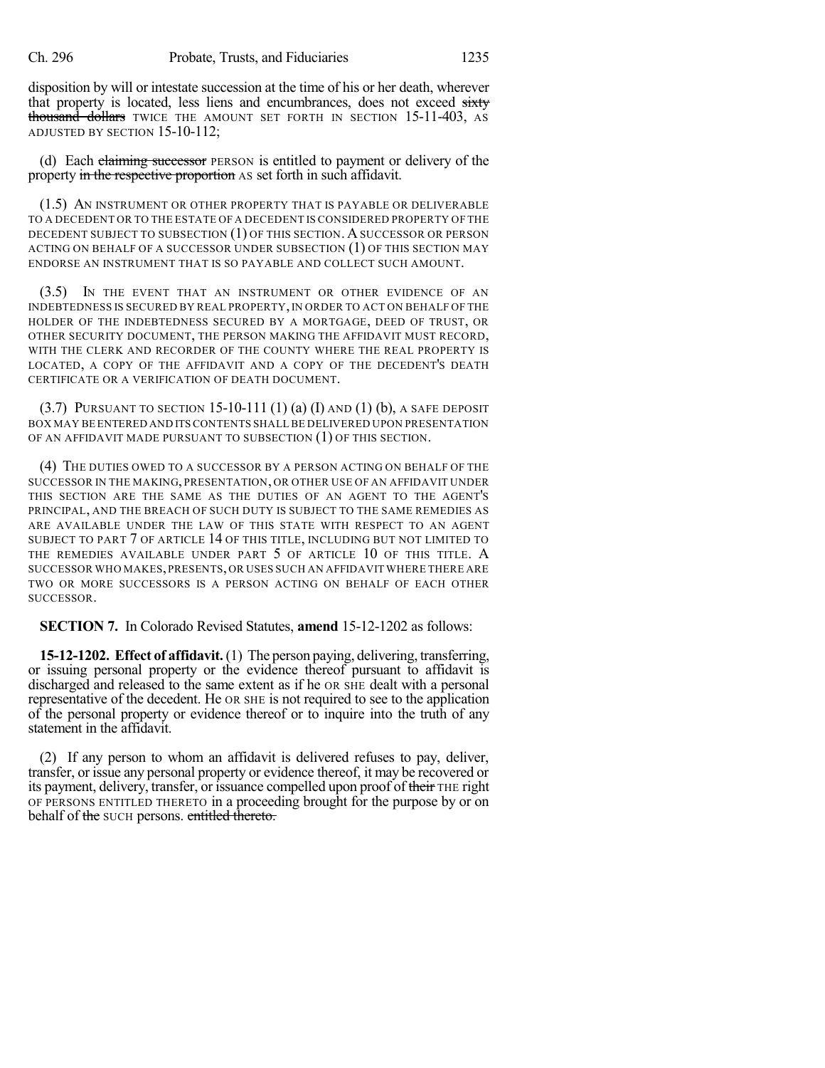disposition by will or intestate succession at the time of his or her death, wherever that property is located, less liens and encumbrances, does not exceed ~~sixty thousand dollars~~ TWICE THE AMOUNT SET FORTH IN SECTION 15-11-403, AS ADJUSTED BY SECTION 15-10-112;

(d) Each ~~claiming successor~~ PERSON is entitled to payment or delivery of the property ~~in the respective proportion~~ AS set forth in such affidavit.

(1.5) AN INSTRUMENT OR OTHER PROPERTY THAT IS PAYABLE OR DELIVERABLE TO A DECEDENT OR TO THE ESTATE OF A DECEDENT IS CONSIDERED PROPERTY OF THE DECEDENT SUBJECT TO SUBSECTION (1) OF THIS SECTION. A SUCCESSOR OR PERSON ACTING ON BEHALF OF A SUCCESSOR UNDER SUBSECTION (1) OF THIS SECTION MAY ENDORSE AN INSTRUMENT THAT IS SO PAYABLE AND COLLECT SUCH AMOUNT.

(3.5) IN THE EVENT THAT AN INSTRUMENT OR OTHER EVIDENCE OF AN INDEBTEDNESS IS SECURED BY REAL PROPERTY, IN ORDER TO ACT ON BEHALF OF THE HOLDER OF THE INDEBTEDNESS SECURED BY A MORTGAGE, DEED OF TRUST, OR OTHER SECURITY DOCUMENT, THE PERSON MAKING THE AFFIDAVIT MUST RECORD, WITH THE CLERK AND RECORDER OF THE COUNTY WHERE THE REAL PROPERTY IS LOCATED, A COPY OF THE AFFIDAVIT AND A COPY OF THE DECEDENT'S DEATH CERTIFICATE OR A VERIFICATION OF DEATH DOCUMENT.

(3.7) PURSUANT TO SECTION 15-10-111 (1) (a) (I) AND (1) (b), A SAFE DEPOSIT BOX MAY BE ENTERED AND ITS CONTENTS SHALL BE DELIVERED UPON PRESENTATION OF AN AFFIDAVIT MADE PURSUANT TO SUBSECTION (1) OF THIS SECTION.

(4) THE DUTIES OWED TO A SUCCESSOR BY A PERSON ACTING ON BEHALF OF THE SUCCESSOR IN THE MAKING, PRESENTATION, OR OTHER USE OF AN AFFIDAVIT UNDER THIS SECTION ARE THE SAME AS THE DUTIES OF AN AGENT TO THE AGENT'S PRINCIPAL, AND THE BREACH OF SUCH DUTY IS SUBJECT TO THE SAME REMEDIES AS ARE AVAILABLE UNDER THE LAW OF THIS STATE WITH RESPECT TO AN AGENT SUBJECT TO PART 7 OF ARTICLE 14 OF THIS TITLE, INCLUDING BUT NOT LIMITED TO THE REMEDIES AVAILABLE UNDER PART 5 OF ARTICLE 10 OF THIS TITLE. A SUCCESSOR WHO MAKES, PRESENTS, OR USES SUCH AN AFFIDAVIT WHERE THERE ARE TWO OR MORE SUCCESSORS IS A PERSON ACTING ON BEHALF OF EACH OTHER SUCCESSOR.

**SECTION 7.** In Colorado Revised Statutes, **amend** 15-12-1202 as follows:

**15-12-1202. Effect of affidavit.** (1) The person paying, delivering, transferring, or issuing personal property or the evidence thereof pursuant to affidavit is discharged and released to the same extent as if he OR SHE dealt with a personal representative of the decedent. He OR SHE is not required to see to the application of the personal property or evidence thereof or to inquire into the truth of any statement in the affidavit.

(2) If any person to whom an affidavit is delivered refuses to pay, deliver, transfer, or issue any personal property or evidence thereof, it may be recovered or its payment, delivery, transfer, or issuance compelled upon proof of ~~their~~ THE right OF PERSONS ENTITLED THERETO in a proceeding brought for the purpose by or on behalf of ~~the~~ SUCH persons. ~~entitled thereto.~~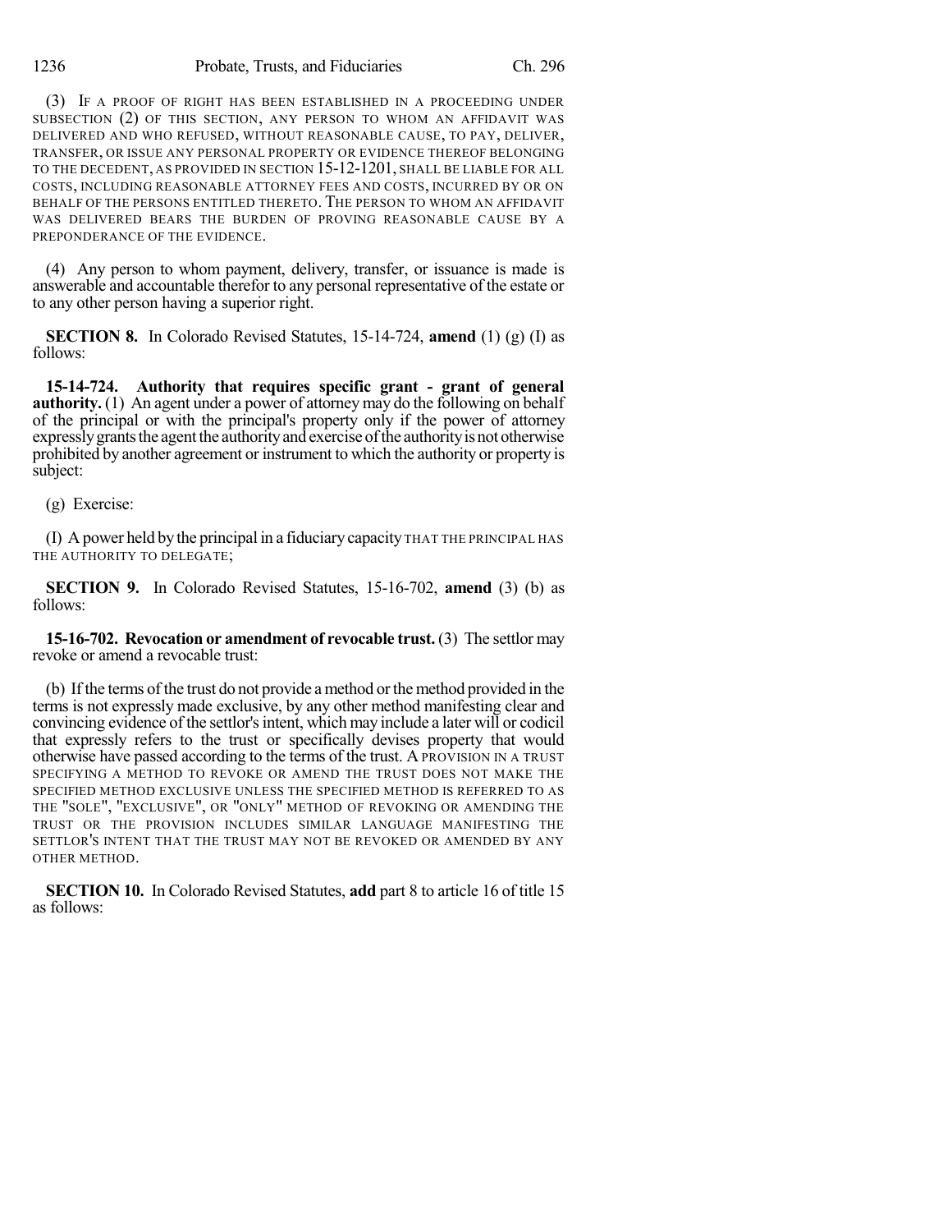(3) IF A PROOF OF RIGHT HAS BEEN ESTABLISHED IN A PROCEEDING UNDER SUBSECTION (2) OF THIS SECTION, ANY PERSON TO WHOM AN AFFIDAVIT WAS DELIVERED AND WHO REFUSED, WITHOUT REASONABLE CAUSE, TO PAY, DELIVER, TRANSFER, OR ISSUE ANY PERSONAL PROPERTY OR EVIDENCE THEREOF BELONGING TO THE DECEDENT, AS PROVIDED IN SECTION 15-12-1201, SHALL BE LIABLE FOR ALL COSTS, INCLUDING REASONABLE ATTORNEY FEES AND COSTS, INCURRED BY OR ON BEHALF OF THE PERSONS ENTITLED THERETO. THE PERSON TO WHOM AN AFFIDAVIT WAS DELIVERED BEARS THE BURDEN OF PROVING REASONABLE CAUSE BY A PREPONDERANCE OF THE EVIDENCE.

(4) Any person to whom payment, delivery, transfer, or issuance is made is answerable and accountable therefor to any personal representative of the estate or to any other person having a superior right.

**SECTION 8.** In Colorado Revised Statutes, 15-14-724, **amend** (1) (g) (I) as follows:

**15-14-724. Authority that requires specific grant - grant of general authority.** (1) An agent under a power of attorney may do the following on behalf of the principal or with the principal's property only if the power of attorney expressly grants the agent the authority and exercise of the authority is not otherwise prohibited by another agreement or instrument to which the authority or property is subject:

(g) Exercise:

(I) A power held by the principal in a fiduciary capacity THAT THE PRINCIPAL HAS THE AUTHORITY TO DELEGATE;

**SECTION 9.** In Colorado Revised Statutes, 15-16-702, **amend** (3) (b) as follows:

**15-16-702. Revocation or amendment of revocable trust.** (3) The settlor may revoke or amend a revocable trust:

(b) If the terms of the trust do not provide a method or the method provided in the terms is not expressly made exclusive, by any other method manifesting clear and convincing evidence of the settlor's intent, which may include a later will or codicil that expressly refers to the trust or specifically devises property that would otherwise have passed according to the terms of the trust. A PROVISION IN A TRUST SPECIFYING A METHOD TO REVOKE OR AMEND THE TRUST DOES NOT MAKE THE SPECIFIED METHOD EXCLUSIVE UNLESS THE SPECIFIED METHOD IS REFERRED TO AS THE "SOLE", "EXCLUSIVE", OR "ONLY" METHOD OF REVOKING OR AMENDING THE TRUST OR THE PROVISION INCLUDES SIMILAR LANGUAGE MANIFESTING THE SETTLOR'S INTENT THAT THE TRUST MAY NOT BE REVOKED OR AMENDED BY ANY OTHER METHOD.

**SECTION 10.** In Colorado Revised Statutes, **add** part 8 to article 16 of title 15 as follows: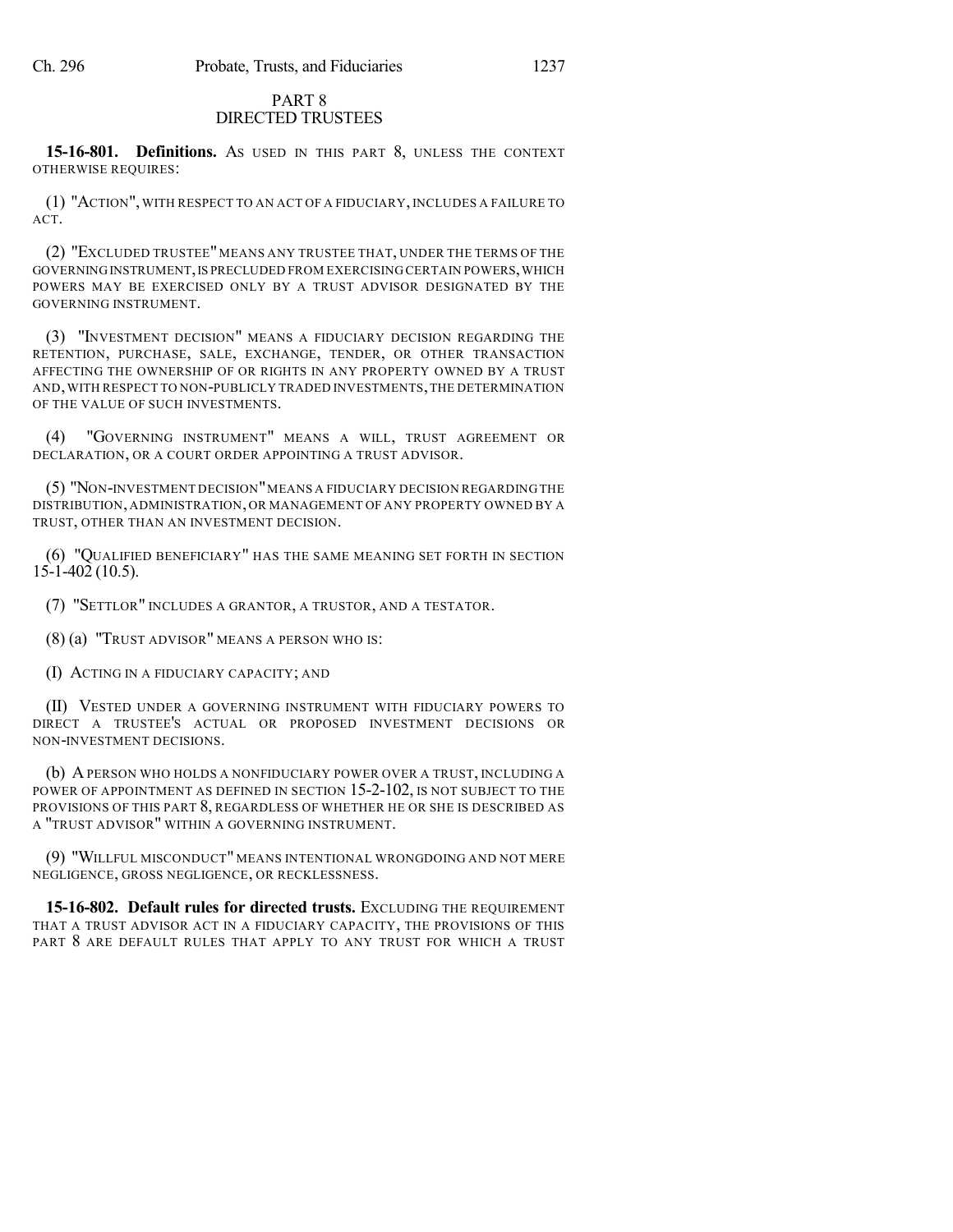## PART 8
## DIRECTED TRUSTEES

**15-16-801. Definitions.** AS USED IN THIS PART 8, UNLESS THE CONTEXT OTHERWISE REQUIRES:

(1) "ACTION", WITH RESPECT TO AN ACT OF A FIDUCIARY, INCLUDES A FAILURE TO ACT.

(2) "EXCLUDED TRUSTEE" MEANS ANY TRUSTEE THAT, UNDER THE TERMS OF THE GOVERNING INSTRUMENT, IS PRECLUDED FROM EXERCISING CERTAIN POWERS, WHICH POWERS MAY BE EXERCISED ONLY BY A TRUST ADVISOR DESIGNATED BY THE GOVERNING INSTRUMENT.

(3) "INVESTMENT DECISION" MEANS A FIDUCIARY DECISION REGARDING THE RETENTION, PURCHASE, SALE, EXCHANGE, TENDER, OR OTHER TRANSACTION AFFECTING THE OWNERSHIP OF OR RIGHTS IN ANY PROPERTY OWNED BY A TRUST AND, WITH RESPECT TO NON-PUBLICLY TRADED INVESTMENTS, THE DETERMINATION OF THE VALUE OF SUCH INVESTMENTS.

(4) "GOVERNING INSTRUMENT" MEANS A WILL, TRUST AGREEMENT OR DECLARATION, OR A COURT ORDER APPOINTING A TRUST ADVISOR.

(5) "NON-INVESTMENT DECISION" MEANS A FIDUCIARY DECISION REGARDING THE DISTRIBUTION, ADMINISTRATION, OR MANAGEMENT OF ANY PROPERTY OWNED BY A TRUST, OTHER THAN AN INVESTMENT DECISION.

(6) "QUALIFIED BENEFICIARY" HAS THE SAME MEANING SET FORTH IN SECTION 15-1-402 (10.5).

(7) "SETTLOR" INCLUDES A GRANTOR, A TRUSTOR, AND A TESTATOR.

(8) (a) "TRUST ADVISOR" MEANS A PERSON WHO IS:

(I) ACTING IN A FIDUCIARY CAPACITY; AND

(II) VESTED UNDER A GOVERNING INSTRUMENT WITH FIDUCIARY POWERS TO DIRECT A TRUSTEE'S ACTUAL OR PROPOSED INVESTMENT DECISIONS OR NON-INVESTMENT DECISIONS.

(b) A PERSON WHO HOLDS A NONFIDUCIARY POWER OVER A TRUST, INCLUDING A POWER OF APPOINTMENT AS DEFINED IN SECTION 15-2-102, IS NOT SUBJECT TO THE PROVISIONS OF THIS PART 8, REGARDLESS OF WHETHER HE OR SHE IS DESCRIBED AS A "TRUST ADVISOR" WITHIN A GOVERNING INSTRUMENT.

(9) "WILLFUL MISCONDUCT" MEANS INTENTIONAL WRONGDOING AND NOT MERE NEGLIGENCE, GROSS NEGLIGENCE, OR RECKLESSNESS.

**15-16-802. Default rules for directed trusts.** EXCLUDING THE REQUIREMENT THAT A TRUST ADVISOR ACT IN A FIDUCIARY CAPACITY, THE PROVISIONS OF THIS PART 8 ARE DEFAULT RULES THAT APPLY TO ANY TRUST FOR WHICH A TRUST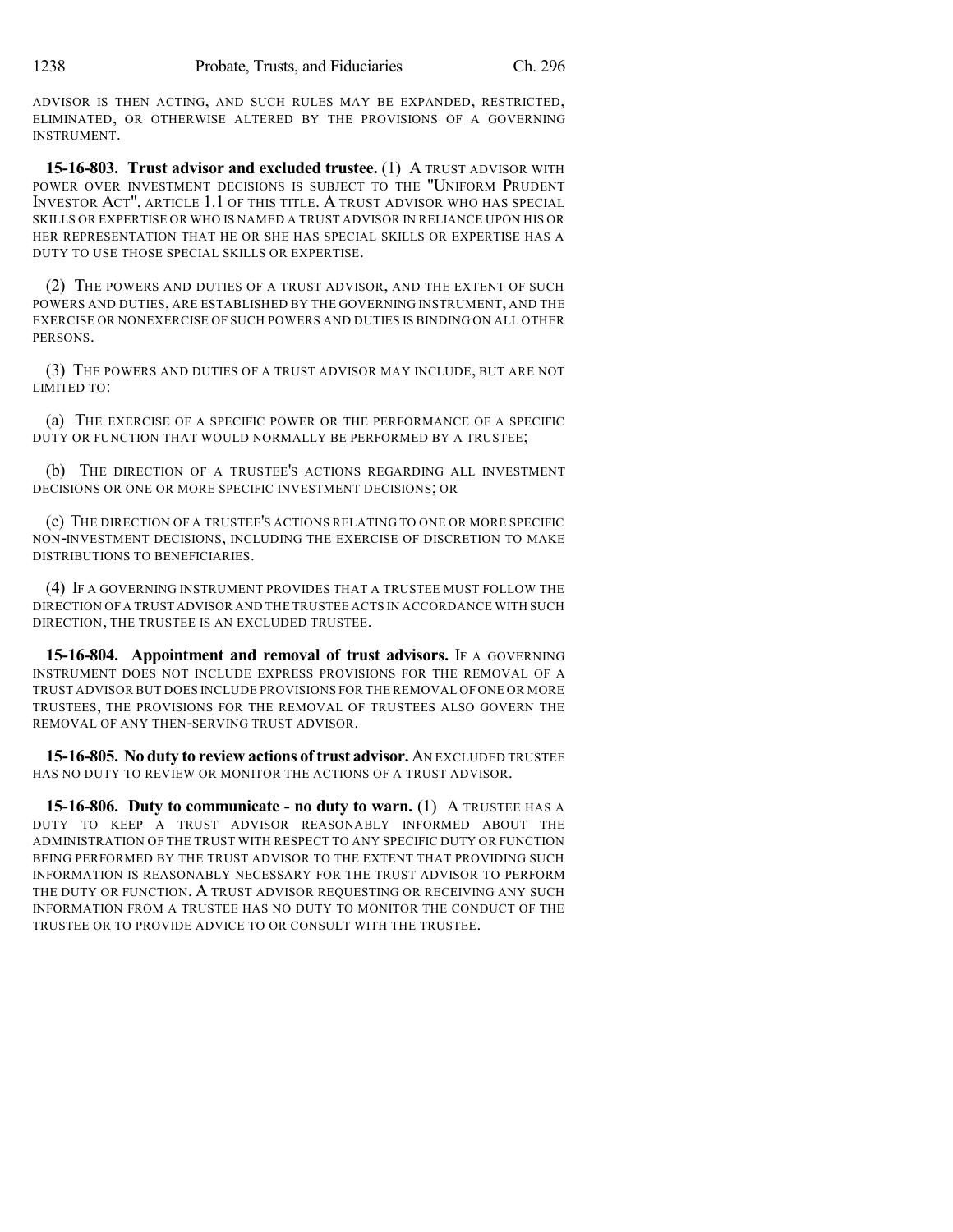ADVISOR IS THEN ACTING, AND SUCH RULES MAY BE EXPANDED, RESTRICTED, ELIMINATED, OR OTHERWISE ALTERED BY THE PROVISIONS OF A GOVERNING INSTRUMENT.

**15-16-803. Trust advisor and excluded trustee.** (1) A TRUST ADVISOR WITH POWER OVER INVESTMENT DECISIONS IS SUBJECT TO THE "UNIFORM PRUDENT INVESTOR ACT", ARTICLE 1.1 OF THIS TITLE. A TRUST ADVISOR WHO HAS SPECIAL SKILLS OR EXPERTISE OR WHO IS NAMED A TRUST ADVISOR IN RELIANCE UPON HIS OR HER REPRESENTATION THAT HE OR SHE HAS SPECIAL SKILLS OR EXPERTISE HAS A DUTY TO USE THOSE SPECIAL SKILLS OR EXPERTISE.

(2) THE POWERS AND DUTIES OF A TRUST ADVISOR, AND THE EXTENT OF SUCH POWERS AND DUTIES, ARE ESTABLISHED BY THE GOVERNING INSTRUMENT, AND THE EXERCISE OR NONEXERCISE OF SUCH POWERS AND DUTIES IS BINDING ON ALL OTHER PERSONS.

(3) THE POWERS AND DUTIES OF A TRUST ADVISOR MAY INCLUDE, BUT ARE NOT LIMITED TO:

(a) THE EXERCISE OF A SPECIFIC POWER OR THE PERFORMANCE OF A SPECIFIC DUTY OR FUNCTION THAT WOULD NORMALLY BE PERFORMED BY A TRUSTEE;

(b) THE DIRECTION OF A TRUSTEE'S ACTIONS REGARDING ALL INVESTMENT DECISIONS OR ONE OR MORE SPECIFIC INVESTMENT DECISIONS; OR

(c) THE DIRECTION OF A TRUSTEE'S ACTIONS RELATING TO ONE OR MORE SPECIFIC NON-INVESTMENT DECISIONS, INCLUDING THE EXERCISE OF DISCRETION TO MAKE DISTRIBUTIONS TO BENEFICIARIES.

(4) IF A GOVERNING INSTRUMENT PROVIDES THAT A TRUSTEE MUST FOLLOW THE DIRECTION OF A TRUST ADVISOR AND THE TRUSTEE ACTS IN ACCORDANCE WITH SUCH DIRECTION, THE TRUSTEE IS AN EXCLUDED TRUSTEE.

**15-16-804. Appointment and removal of trust advisors.** IF A GOVERNING INSTRUMENT DOES NOT INCLUDE EXPRESS PROVISIONS FOR THE REMOVAL OF A TRUST ADVISOR BUT DOES INCLUDE PROVISIONS FOR THE REMOVAL OF ONE OR MORE TRUSTEES, THE PROVISIONS FOR THE REMOVAL OF TRUSTEES ALSO GOVERN THE REMOVAL OF ANY THEN-SERVING TRUST ADVISOR.

**15-16-805. No duty to review actions of trust advisor.** AN EXCLUDED TRUSTEE HAS NO DUTY TO REVIEW OR MONITOR THE ACTIONS OF A TRUST ADVISOR.

**15-16-806. Duty to communicate - no duty to warn.** (1) A TRUSTEE HAS A DUTY TO KEEP A TRUST ADVISOR REASONABLY INFORMED ABOUT THE ADMINISTRATION OF THE TRUST WITH RESPECT TO ANY SPECIFIC DUTY OR FUNCTION BEING PERFORMED BY THE TRUST ADVISOR TO THE EXTENT THAT PROVIDING SUCH INFORMATION IS REASONABLY NECESSARY FOR THE TRUST ADVISOR TO PERFORM THE DUTY OR FUNCTION. A TRUST ADVISOR REQUESTING OR RECEIVING ANY SUCH INFORMATION FROM A TRUSTEE HAS NO DUTY TO MONITOR THE CONDUCT OF THE TRUSTEE OR TO PROVIDE ADVICE TO OR CONSULT WITH THE TRUSTEE.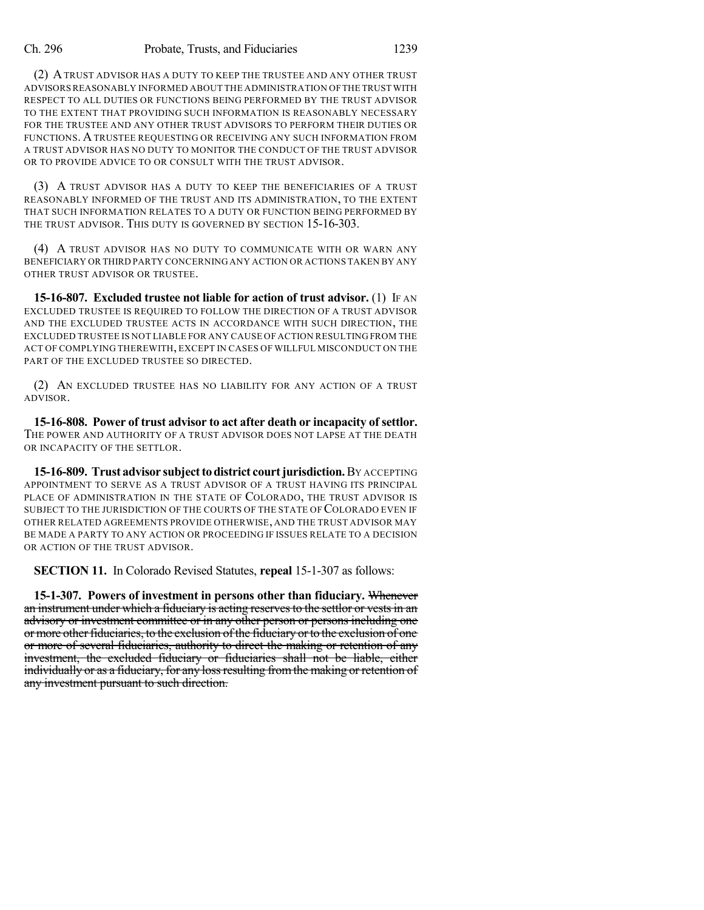(2) A TRUST ADVISOR HAS A DUTY TO KEEP THE TRUSTEE AND ANY OTHER TRUST ADVISORS REASONABLY INFORMED ABOUT THE ADMINISTRATION OF THE TRUST WITH RESPECT TO ALL DUTIES OR FUNCTIONS BEING PERFORMED BY THE TRUST ADVISOR TO THE EXTENT THAT PROVIDING SUCH INFORMATION IS REASONABLY NECESSARY FOR THE TRUSTEE AND ANY OTHER TRUST ADVISORS TO PERFORM THEIR DUTIES OR FUNCTIONS. A TRUSTEE REQUESTING OR RECEIVING ANY SUCH INFORMATION FROM A TRUST ADVISOR HAS NO DUTY TO MONITOR THE CONDUCT OF THE TRUST ADVISOR OR TO PROVIDE ADVICE TO OR CONSULT WITH THE TRUST ADVISOR.

(3) A TRUST ADVISOR HAS A DUTY TO KEEP THE BENEFICIARIES OF A TRUST REASONABLY INFORMED OF THE TRUST AND ITS ADMINISTRATION, TO THE EXTENT THAT SUCH INFORMATION RELATES TO A DUTY OR FUNCTION BEING PERFORMED BY THE TRUST ADVISOR. THIS DUTY IS GOVERNED BY SECTION 15-16-303.

(4) A TRUST ADVISOR HAS NO DUTY TO COMMUNICATE WITH OR WARN ANY BENEFICIARY OR THIRD PARTY CONCERNING ANY ACTION OR ACTIONS TAKEN BY ANY OTHER TRUST ADVISOR OR TRUSTEE.

**15-16-807. Excluded trustee not liable for action of trust advisor.** (1) IF AN EXCLUDED TRUSTEE IS REQUIRED TO FOLLOW THE DIRECTION OF A TRUST ADVISOR AND THE EXCLUDED TRUSTEE ACTS IN ACCORDANCE WITH SUCH DIRECTION, THE EXCLUDED TRUSTEE IS NOT LIABLE FOR ANY CAUSE OF ACTION RESULTING FROM THE ACT OF COMPLYING THEREWITH, EXCEPT IN CASES OF WILLFUL MISCONDUCT ON THE PART OF THE EXCLUDED TRUSTEE SO DIRECTED.

(2) AN EXCLUDED TRUSTEE HAS NO LIABILITY FOR ANY ACTION OF A TRUST ADVISOR.

**15-16-808. Power of trust advisor to act after death or incapacity of settlor.** THE POWER AND AUTHORITY OF A TRUST ADVISOR DOES NOT LAPSE AT THE DEATH OR INCAPACITY OF THE SETTLOR.

**15-16-809. Trust advisor subject to district court jurisdiction.** BY ACCEPTING APPOINTMENT TO SERVE AS A TRUST ADVISOR OF A TRUST HAVING ITS PRINCIPAL PLACE OF ADMINISTRATION IN THE STATE OF COLORADO, THE TRUST ADVISOR IS SUBJECT TO THE JURISDICTION OF THE COURTS OF THE STATE OF COLORADO EVEN IF OTHER RELATED AGREEMENTS PROVIDE OTHERWISE, AND THE TRUST ADVISOR MAY BE MADE A PARTY TO ANY ACTION OR PROCEEDING IF ISSUES RELATE TO A DECISION OR ACTION OF THE TRUST ADVISOR.

**SECTION 11.** In Colorado Revised Statutes, **repeal** 15-1-307 as follows:

**15-1-307. Powers of investment in persons other than fiduciary.** ~~Whenever an instrument under which a fiduciary is acting reserves to the settlor or vests in an advisory or investment committee or in any other person or persons including one or more other fiduciaries, to the exclusion of the fiduciary or to the exclusion of one or more of several fiduciaries, authority to direct the making or retention of any investment, the excluded fiduciary or fiduciaries shall not be liable, either individually or as a fiduciary, for any loss resulting from the making or retention of any investment pursuant to such direction.~~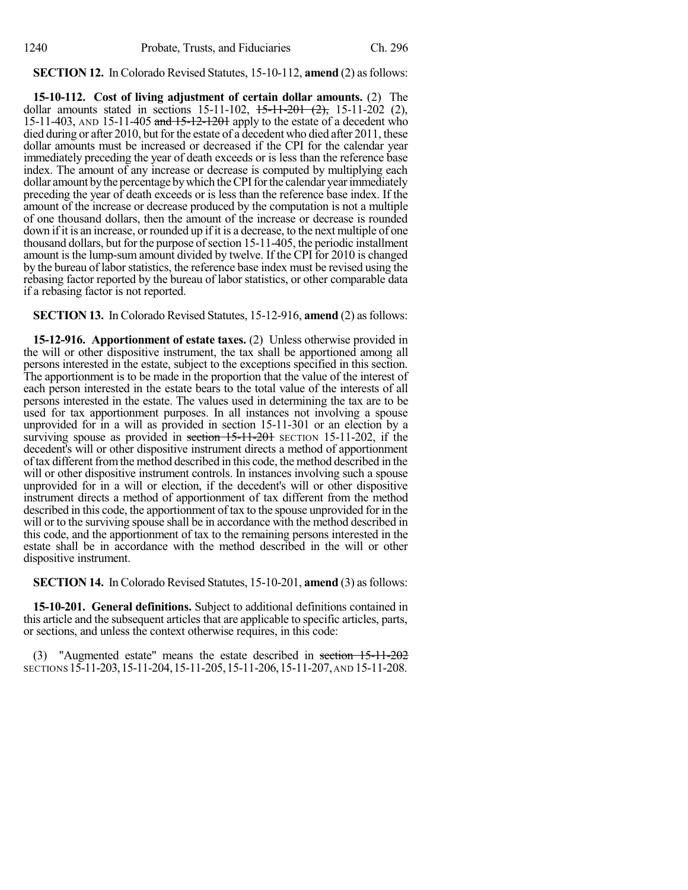**SECTION 12.** In Colorado Revised Statutes, 15-10-112, **amend** (2) as follows:

**15-10-112. Cost of living adjustment of certain dollar amounts.** (2) The dollar amounts stated in sections 15-11-102, ~~15-11-201 (2),~~ 15-11-202 (2), 15-11-403, AND 15-11-405 ~~and 15-12-1201~~ apply to the estate of a decedent who died during or after 2010, but for the estate of a decedent who died after 2011, these dollar amounts must be increased or decreased if the CPI for the calendar year immediately preceding the year of death exceeds or is less than the reference base index. The amount of any increase or decrease is computed by multiplying each dollar amount by the percentage by which the CPI for the calendar year immediately preceding the year of death exceeds or is less than the reference base index. If the amount of the increase or decrease produced by the computation is not a multiple of one thousand dollars, then the amount of the increase or decrease is rounded down if it is an increase, or rounded up if it is a decrease, to the next multiple of one thousand dollars, but for the purpose of section 15-11-405, the periodic installment amount is the lump-sum amount divided by twelve. If the CPI for 2010 is changed by the bureau of labor statistics, the reference base index must be revised using the rebasing factor reported by the bureau of labor statistics, or other comparable data if a rebasing factor is not reported.

**SECTION 13.** In Colorado Revised Statutes, 15-12-916, **amend** (2) as follows:

**15-12-916. Apportionment of estate taxes.** (2) Unless otherwise provided in the will or other dispositive instrument, the tax shall be apportioned among all persons interested in the estate, subject to the exceptions specified in this section. The apportionment is to be made in the proportion that the value of the interest of each person interested in the estate bears to the total value of the interests of all persons interested in the estate. The values used in determining the tax are to be used for tax apportionment purposes. In all instances not involving a spouse unprovided for in a will as provided in section 15-11-301 or an election by a surviving spouse as provided in ~~section 15-11-201~~ SECTION 15-11-202, if the decedent's will or other dispositive instrument directs a method of apportionment of tax different from the method described in this code, the method described in the will or other dispositive instrument controls. In instances involving such a spouse unprovided for in a will or election, if the decedent's will or other dispositive instrument directs a method of apportionment of tax different from the method described in this code, the apportionment of tax to the spouse unprovided for in the will or to the surviving spouse shall be in accordance with the method described in this code, and the apportionment of tax to the remaining persons interested in the estate shall be in accordance with the method described in the will or other dispositive instrument.

**SECTION 14.** In Colorado Revised Statutes, 15-10-201, **amend** (3) as follows:

**15-10-201. General definitions.** Subject to additional definitions contained in this article and the subsequent articles that are applicable to specific articles, parts, or sections, and unless the context otherwise requires, in this code:

(3) "Augmented estate" means the estate described in ~~section 15-11-202~~ SECTIONS 15-11-203, 15-11-204, 15-11-205, 15-11-206, 15-11-207, AND 15-11-208.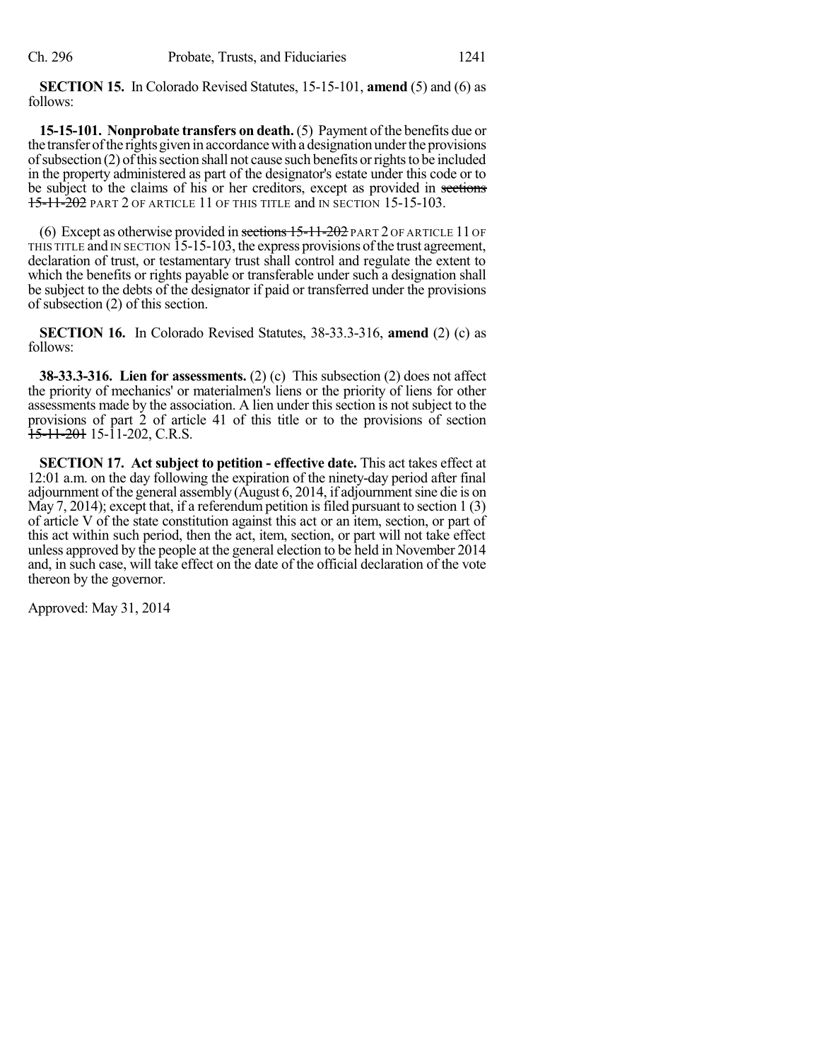**SECTION 15.** In Colorado Revised Statutes, 15-15-101, **amend** (5) and (6) as follows:

**15-15-101. Nonprobate transfers on death.** (5) Payment of the benefits due or the transfer of the rights given in accordance with a designation under the provisions of subsection (2) of this section shall not cause such benefits or rights to be included in the property administered as part of the designator's estate under this code or to be subject to the claims of his or her creditors, except as provided in ~~sections 15-11-202~~ PART 2 OF ARTICLE 11 OF THIS TITLE and IN SECTION 15-15-103.

(6) Except as otherwise provided in ~~sections 15-11-202~~ PART 2 OF ARTICLE 11 OF THIS TITLE and IN SECTION 15-15-103, the express provisions of the trust agreement, declaration of trust, or testamentary trust shall control and regulate the extent to which the benefits or rights payable or transferable under such a designation shall be subject to the debts of the designator if paid or transferred under the provisions of subsection (2) of this section.

**SECTION 16.** In Colorado Revised Statutes, 38-33.3-316, **amend** (2) (c) as follows:

**38-33.3-316. Lien for assessments.** (2) (c) This subsection (2) does not affect the priority of mechanics' or materialmen's liens or the priority of liens for other assessments made by the association. A lien under this section is not subject to the provisions of part 2 of article 41 of this title or to the provisions of section ~~15-11-201~~ 15-11-202, C.R.S.

**SECTION 17. Act subject to petition - effective date.** This act takes effect at 12:01 a.m. on the day following the expiration of the ninety-day period after final adjournment of the general assembly (August 6, 2014, if adjournment sine die is on May 7, 2014); except that, if a referendum petition is filed pursuant to section 1 (3) of article V of the state constitution against this act or an item, section, or part of this act within such period, then the act, item, section, or part will not take effect unless approved by the people at the general election to be held in November 2014 and, in such case, will take effect on the date of the official declaration of the vote thereon by the governor.

Approved: May 31, 2014